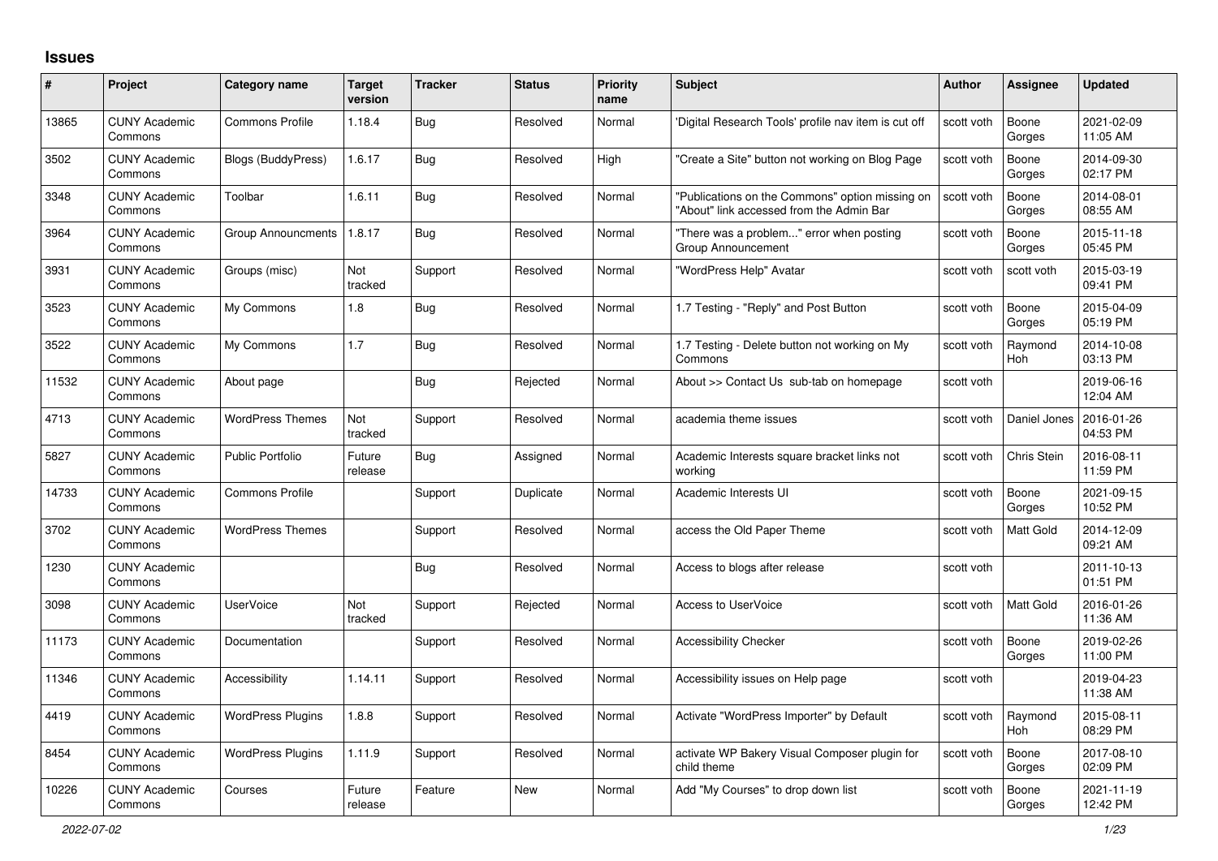## Issues

| # | Project | Category name | Target version | Tracker | Status | Priority name | Subject | Author | Assignee | Updated |
|---|---|---|---|---|---|---|---|---|---|---|
| 13865 | CUNY Academic Commons | Commons Profile | 1.18.4 | Bug | Resolved | Normal | 'Digital Research Tools' profile nav item is cut off | scott voth | Boone Gorges | 2021-02-09 11:05 AM |
| 3502 | CUNY Academic Commons | Blogs (BuddyPress) | 1.6.17 | Bug | Resolved | High | "Create a Site" button not working on Blog Page | scott voth | Boone Gorges | 2014-09-30 02:17 PM |
| 3348 | CUNY Academic Commons | Toolbar | 1.6.11 | Bug | Resolved | Normal | "Publications on the Commons" option missing on "About" link accessed from the Admin Bar | scott voth | Boone Gorges | 2014-08-01 08:55 AM |
| 3964 | CUNY Academic Commons | Group Announcments | 1.8.17 | Bug | Resolved | Normal | "There was a problem..." error when posting Group Announcement | scott voth | Boone Gorges | 2015-11-18 05:45 PM |
| 3931 | CUNY Academic Commons | Groups (misc) | Not tracked | Support | Resolved | Normal | "WordPress Help" Avatar | scott voth | scott voth | 2015-03-19 09:41 PM |
| 3523 | CUNY Academic Commons | My Commons | 1.8 | Bug | Resolved | Normal | 1.7 Testing - "Reply" and Post Button | scott voth | Boone Gorges | 2015-04-09 05:19 PM |
| 3522 | CUNY Academic Commons | My Commons | 1.7 | Bug | Resolved | Normal | 1.7 Testing - Delete button not working on My Commons | scott voth | Raymond Hoh | 2014-10-08 03:13 PM |
| 11532 | CUNY Academic Commons | About page | | Bug | Rejected | Normal | About >> Contact Us sub-tab on homepage | scott voth | | 2019-06-16 12:04 AM |
| 4713 | CUNY Academic Commons | WordPress Themes | Not tracked | Support | Resolved | Normal | academia theme issues | scott voth | Daniel Jones | 2016-01-26 04:53 PM |
| 5827 | CUNY Academic Commons | Public Portfolio | Future release | Bug | Assigned | Normal | Academic Interests square bracket links not working | scott voth | Chris Stein | 2016-08-11 11:59 PM |
| 14733 | CUNY Academic Commons | Commons Profile | | Support | Duplicate | Normal | Academic Interests UI | scott voth | Boone Gorges | 2021-09-15 10:52 PM |
| 3702 | CUNY Academic Commons | WordPress Themes | | Support | Resolved | Normal | access the Old Paper Theme | scott voth | Matt Gold | 2014-12-09 09:21 AM |
| 1230 | CUNY Academic Commons | | | Bug | Resolved | Normal | Access to blogs after release | scott voth | | 2011-10-13 01:51 PM |
| 3098 | CUNY Academic Commons | UserVoice | Not tracked | Support | Rejected | Normal | Access to UserVoice | scott voth | Matt Gold | 2016-01-26 11:36 AM |
| 11173 | CUNY Academic Commons | Documentation | | Support | Resolved | Normal | Accessibility Checker | scott voth | Boone Gorges | 2019-02-26 11:00 PM |
| 11346 | CUNY Academic Commons | Accessibility | 1.14.11 | Support | Resolved | Normal | Accessibility issues on Help page | scott voth | | 2019-04-23 11:38 AM |
| 4419 | CUNY Academic Commons | WordPress Plugins | 1.8.8 | Support | Resolved | Normal | Activate "WordPress Importer" by Default | scott voth | Raymond Hoh | 2015-08-11 08:29 PM |
| 8454 | CUNY Academic Commons | WordPress Plugins | 1.11.9 | Support | Resolved | Normal | activate WP Bakery Visual Composer plugin for child theme | scott voth | Boone Gorges | 2017-08-10 02:09 PM |
| 10226 | CUNY Academic Commons | Courses | Future release | Feature | New | Normal | Add "My Courses" to drop down list | scott voth | Boone Gorges | 2021-11-19 12:42 PM |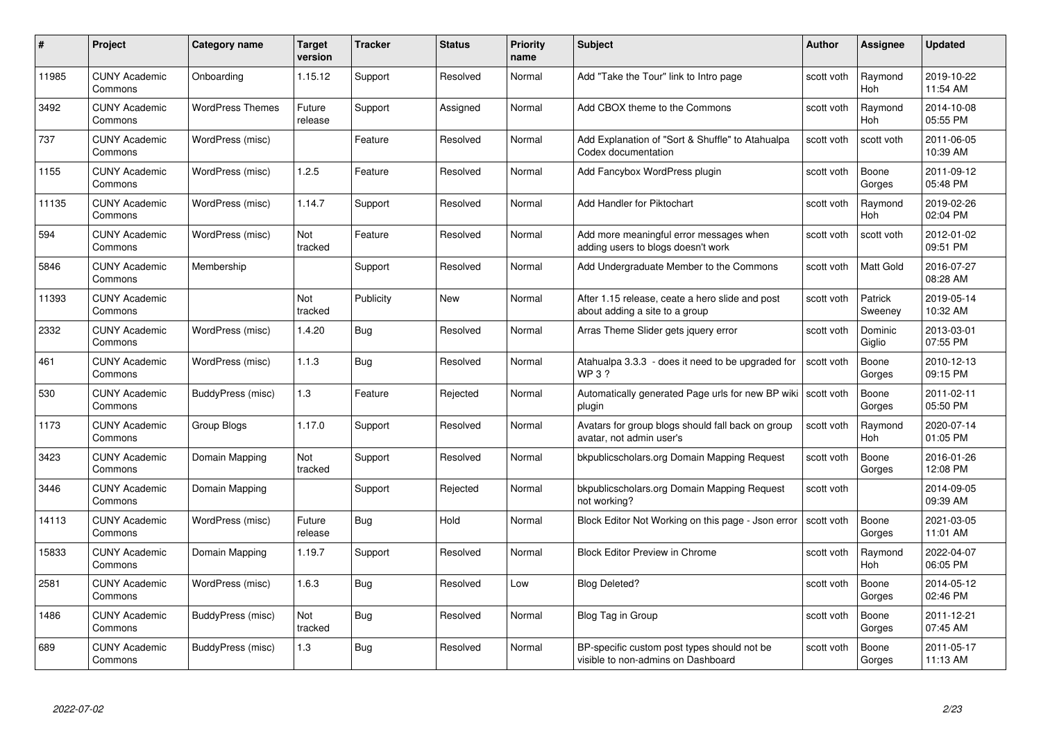| # | Project | Category name | Target version | Tracker | Status | Priority name | Subject | Author | Assignee | Updated |
|---|---|---|---|---|---|---|---|---|---|---|
| 11985 | CUNY Academic Commons | Onboarding | 1.15.12 | Support | Resolved | Normal | Add "Take the Tour" link to Intro page | scott voth | Raymond Hoh | 2019-10-22 11:54 AM |
| 3492 | CUNY Academic Commons | WordPress Themes | Future release | Support | Assigned | Normal | Add CBOX theme to the Commons | scott voth | Raymond Hoh | 2014-10-08 05:55 PM |
| 737 | CUNY Academic Commons | WordPress (misc) | | Feature | Resolved | Normal | Add Explanation of "Sort & Shuffle" to Atahualpa Codex documentation | scott voth | scott voth | 2011-06-05 10:39 AM |
| 1155 | CUNY Academic Commons | WordPress (misc) | 1.2.5 | Feature | Resolved | Normal | Add Fancybox WordPress plugin | scott voth | Boone Gorges | 2011-09-12 05:48 PM |
| 11135 | CUNY Academic Commons | WordPress (misc) | 1.14.7 | Support | Resolved | Normal | Add Handler for Piktochart | scott voth | Raymond Hoh | 2019-02-26 02:04 PM |
| 594 | CUNY Academic Commons | WordPress (misc) | Not tracked | Feature | Resolved | Normal | Add more meaningful error messages when adding users to blogs doesn't work | scott voth | scott voth | 2012-01-02 09:51 PM |
| 5846 | CUNY Academic Commons | Membership | | Support | Resolved | Normal | Add Undergraduate Member to the Commons | scott voth | Matt Gold | 2016-07-27 08:28 AM |
| 11393 | CUNY Academic Commons | | Not tracked | Publicity | New | Normal | After 1.15 release, ceate a hero slide and post about adding a site to a group | scott voth | Patrick Sweeney | 2019-05-14 10:32 AM |
| 2332 | CUNY Academic Commons | WordPress (misc) | 1.4.20 | Bug | Resolved | Normal | Arras Theme Slider gets jquery error | scott voth | Dominic Giglio | 2013-03-01 07:55 PM |
| 461 | CUNY Academic Commons | WordPress (misc) | 1.1.3 | Bug | Resolved | Normal | Atahualpa 3.3.3 - does it need to be upgraded for WP 3 ? | scott voth | Boone Gorges | 2010-12-13 09:15 PM |
| 530 | CUNY Academic Commons | BuddyPress (misc) | 1.3 | Feature | Rejected | Normal | Automatically generated Page urls for new BP wiki plugin | scott voth | Boone Gorges | 2011-02-11 05:50 PM |
| 1173 | CUNY Academic Commons | Group Blogs | 1.17.0 | Support | Resolved | Normal | Avatars for group blogs should fall back on group avatar, not admin user's | scott voth | Raymond Hoh | 2020-07-14 01:05 PM |
| 3423 | CUNY Academic Commons | Domain Mapping | Not tracked | Support | Resolved | Normal | bkpublicscholars.org Domain Mapping Request | scott voth | Boone Gorges | 2016-01-26 12:08 PM |
| 3446 | CUNY Academic Commons | Domain Mapping | | Support | Rejected | Normal | bkpublicscholars.org Domain Mapping Request not working? | scott voth | | 2014-09-05 09:39 AM |
| 14113 | CUNY Academic Commons | WordPress (misc) | Future release | Bug | Hold | Normal | Block Editor Not Working on this page - Json error | scott voth | Boone Gorges | 2021-03-05 11:01 AM |
| 15833 | CUNY Academic Commons | Domain Mapping | 1.19.7 | Support | Resolved | Normal | Block Editor Preview in Chrome | scott voth | Raymond Hoh | 2022-04-07 06:05 PM |
| 2581 | CUNY Academic Commons | WordPress (misc) | 1.6.3 | Bug | Resolved | Low | Blog Deleted? | scott voth | Boone Gorges | 2014-05-12 02:46 PM |
| 1486 | CUNY Academic Commons | BuddyPress (misc) | Not tracked | Bug | Resolved | Normal | Blog Tag in Group | scott voth | Boone Gorges | 2011-12-21 07:45 AM |
| 689 | CUNY Academic Commons | BuddyPress (misc) | 1.3 | Bug | Resolved | Normal | BP-specific custom post types should not be visible to non-admins on Dashboard | scott voth | Boone Gorges | 2011-05-17 11:13 AM |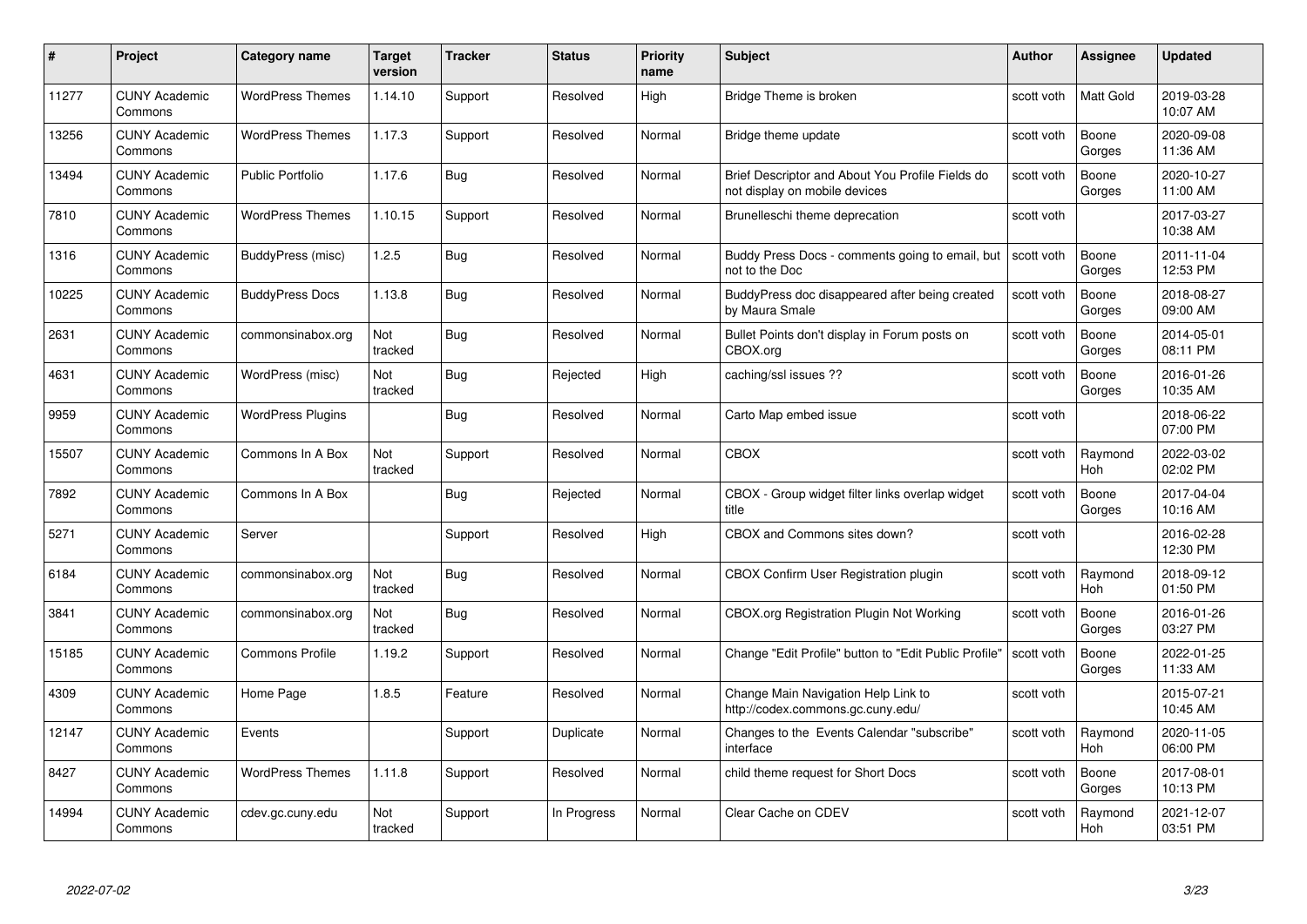| # | Project | Category name | Target version | Tracker | Status | Priority name | Subject | Author | Assignee | Updated |
|---|---|---|---|---|---|---|---|---|---|---|
| 11277 | CUNY Academic Commons | WordPress Themes | 1.14.10 | Support | Resolved | High | Bridge Theme is broken | scott voth | Matt Gold | 2019-03-28 10:07 AM |
| 13256 | CUNY Academic Commons | WordPress Themes | 1.17.3 | Support | Resolved | Normal | Bridge theme update | scott voth | Boone Gorges | 2020-09-08 11:36 AM |
| 13494 | CUNY Academic Commons | Public Portfolio | 1.17.6 | Bug | Resolved | Normal | Brief Descriptor and About You Profile Fields do not display on mobile devices | scott voth | Boone Gorges | 2020-10-27 11:00 AM |
| 7810 | CUNY Academic Commons | WordPress Themes | 1.10.15 | Support | Resolved | Normal | Brunelleschi theme deprecation | scott voth | | 2017-03-27 10:38 AM |
| 1316 | CUNY Academic Commons | BuddyPress (misc) | 1.2.5 | Bug | Resolved | Normal | Buddy Press Docs - comments going to email, but not to the Doc | scott voth | Boone Gorges | 2011-11-04 12:53 PM |
| 10225 | CUNY Academic Commons | BuddyPress Docs | 1.13.8 | Bug | Resolved | Normal | BuddyPress doc disappeared after being created by Maura Smale | scott voth | Boone Gorges | 2018-08-27 09:00 AM |
| 2631 | CUNY Academic Commons | commonsinabox.org | Not tracked | Bug | Resolved | Normal | Bullet Points don't display in Forum posts on CBOX.org | scott voth | Boone Gorges | 2014-05-01 08:11 PM |
| 4631 | CUNY Academic Commons | WordPress (misc) | Not tracked | Bug | Rejected | High | caching/ssl issues ?? | scott voth | Boone Gorges | 2016-01-26 10:35 AM |
| 9959 | CUNY Academic Commons | WordPress Plugins | | Bug | Resolved | Normal | Carto Map embed issue | scott voth | | 2018-06-22 07:00 PM |
| 15507 | CUNY Academic Commons | Commons In A Box | Not tracked | Support | Resolved | Normal | CBOX | scott voth | Raymond Hoh | 2022-03-02 02:02 PM |
| 7892 | CUNY Academic Commons | Commons In A Box | | Bug | Rejected | Normal | CBOX - Group widget filter links overlap widget title | scott voth | Boone Gorges | 2017-04-04 10:16 AM |
| 5271 | CUNY Academic Commons | Server | | Support | Resolved | High | CBOX and Commons sites down? | scott voth | | 2016-02-28 12:30 PM |
| 6184 | CUNY Academic Commons | commonsinabox.org | Not tracked | Bug | Resolved | Normal | CBOX Confirm User Registration plugin | scott voth | Raymond Hoh | 2018-09-12 01:50 PM |
| 3841 | CUNY Academic Commons | commonsinabox.org | Not tracked | Bug | Resolved | Normal | CBOX.org Registration Plugin Not Working | scott voth | Boone Gorges | 2016-01-26 03:27 PM |
| 15185 | CUNY Academic Commons | Commons Profile | 1.19.2 | Support | Resolved | Normal | Change "Edit Profile" button to "Edit Public Profile" | scott voth | Boone Gorges | 2022-01-25 11:33 AM |
| 4309 | CUNY Academic Commons | Home Page | 1.8.5 | Feature | Resolved | Normal | Change Main Navigation Help Link to http://codex.commons.gc.cuny.edu/ | scott voth | | 2015-07-21 10:45 AM |
| 12147 | CUNY Academic Commons | Events | | Support | Duplicate | Normal | Changes to the Events Calendar "subscribe" interface | scott voth | Raymond Hoh | 2020-11-05 06:00 PM |
| 8427 | CUNY Academic Commons | WordPress Themes | 1.11.8 | Support | Resolved | Normal | child theme request for Short Docs | scott voth | Boone Gorges | 2017-08-01 10:13 PM |
| 14994 | CUNY Academic Commons | cdev.gc.cuny.edu | Not tracked | Support | In Progress | Normal | Clear Cache on CDEV | scott voth | Raymond Hoh | 2021-12-07 03:51 PM |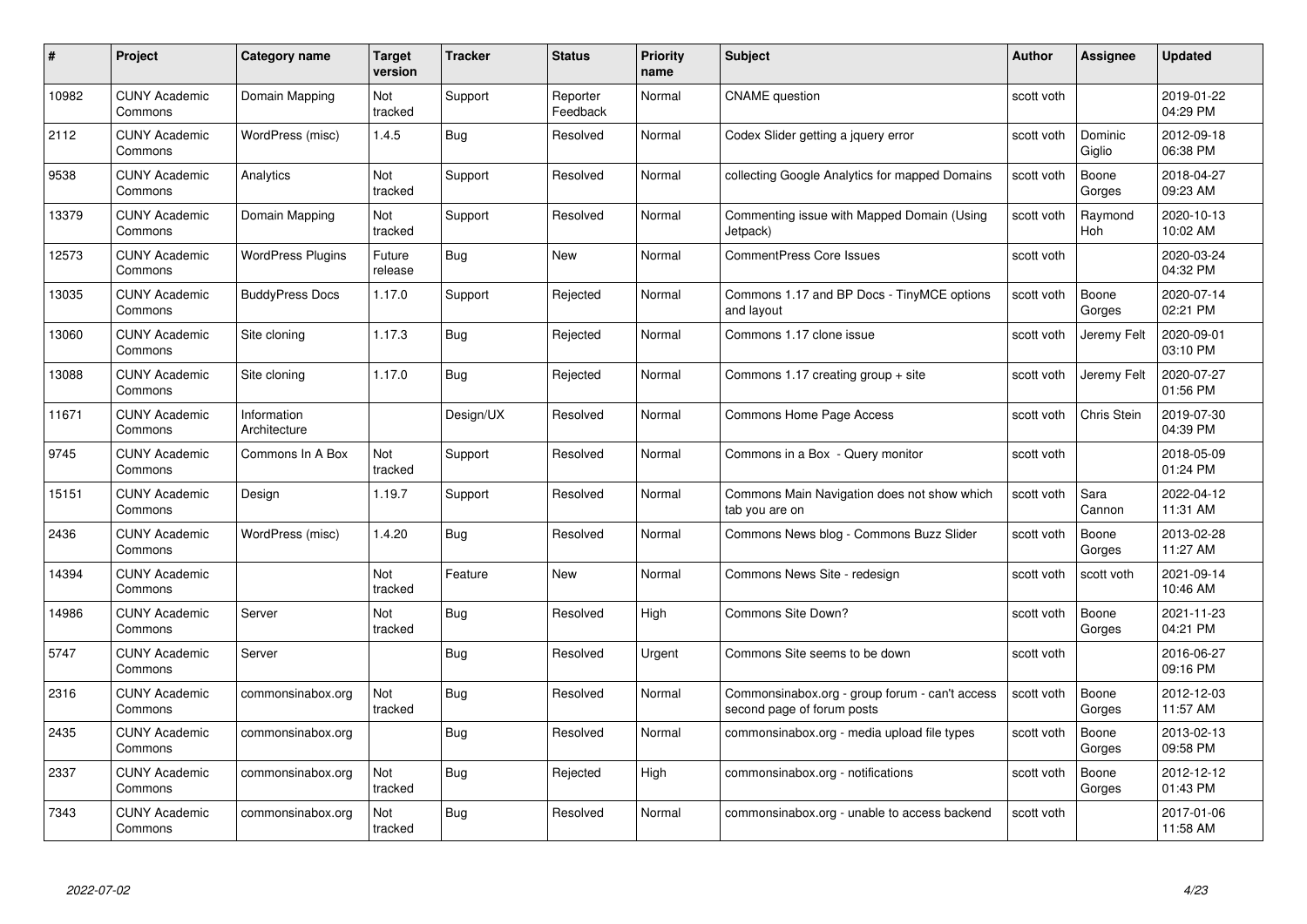| # | Project | Category name | Target version | Tracker | Status | Priority name | Subject | Author | Assignee | Updated |
|---|---|---|---|---|---|---|---|---|---|---|
| 10982 | CUNY Academic Commons | Domain Mapping | Not tracked | Support | Reporter Feedback | Normal | CNAME question | scott voth | | 2019-01-22 04:29 PM |
| 2112 | CUNY Academic Commons | WordPress (misc) | 1.4.5 | Bug | Resolved | Normal | Codex Slider getting a jquery error | scott voth | Dominic Giglio | 2012-09-18 06:38 PM |
| 9538 | CUNY Academic Commons | Analytics | Not tracked | Support | Resolved | Normal | collecting Google Analytics for mapped Domains | scott voth | Boone Gorges | 2018-04-27 09:23 AM |
| 13379 | CUNY Academic Commons | Domain Mapping | Not tracked | Support | Resolved | Normal | Commenting issue with Mapped Domain (Using Jetpack) | scott voth | Raymond Hoh | 2020-10-13 10:02 AM |
| 12573 | CUNY Academic Commons | WordPress Plugins | Future release | Bug | New | Normal | CommentPress Core Issues | scott voth | | 2020-03-24 04:32 PM |
| 13035 | CUNY Academic Commons | BuddyPress Docs | 1.17.0 | Support | Rejected | Normal | Commons 1.17 and BP Docs - TinyMCE options and layout | scott voth | Boone Gorges | 2020-07-14 02:21 PM |
| 13060 | CUNY Academic Commons | Site cloning | 1.17.3 | Bug | Rejected | Normal | Commons 1.17 clone issue | scott voth | Jeremy Felt | 2020-09-01 03:10 PM |
| 13088 | CUNY Academic Commons | Site cloning | 1.17.0 | Bug | Rejected | Normal | Commons 1.17 creating group + site | scott voth | Jeremy Felt | 2020-07-27 01:56 PM |
| 11671 | CUNY Academic Commons | Information Architecture | | Design/UX | Resolved | Normal | Commons Home Page Access | scott voth | Chris Stein | 2019-07-30 04:39 PM |
| 9745 | CUNY Academic Commons | Commons In A Box | Not tracked | Support | Resolved | Normal | Commons in a Box - Query monitor | scott voth | | 2018-05-09 01:24 PM |
| 15151 | CUNY Academic Commons | Design | 1.19.7 | Support | Resolved | Normal | Commons Main Navigation does not show which tab you are on | scott voth | Sara Cannon | 2022-04-12 11:31 AM |
| 2436 | CUNY Academic Commons | WordPress (misc) | 1.4.20 | Bug | Resolved | Normal | Commons News blog - Commons Buzz Slider | scott voth | Boone Gorges | 2013-02-28 11:27 AM |
| 14394 | CUNY Academic Commons | | Not tracked | Feature | New | Normal | Commons News Site - redesign | scott voth | scott voth | 2021-09-14 10:46 AM |
| 14986 | CUNY Academic Commons | Server | Not tracked | Bug | Resolved | High | Commons Site Down? | scott voth | Boone Gorges | 2021-11-23 04:21 PM |
| 5747 | CUNY Academic Commons | Server | | Bug | Resolved | Urgent | Commons Site seems to be down | scott voth | | 2016-06-27 09:16 PM |
| 2316 | CUNY Academic Commons | commonsinabox.org | Not tracked | Bug | Resolved | Normal | Commonsinabox.org - group forum - can't access second page of forum posts | scott voth | Boone Gorges | 2012-12-03 11:57 AM |
| 2435 | CUNY Academic Commons | commonsinabox.org | | Bug | Resolved | Normal | commonsinabox.org - media upload file types | scott voth | Boone Gorges | 2013-02-13 09:58 PM |
| 2337 | CUNY Academic Commons | commonsinabox.org | Not tracked | Bug | Rejected | High | commonsinabox.org - notifications | scott voth | Boone Gorges | 2012-12-12 01:43 PM |
| 7343 | CUNY Academic Commons | commonsinabox.org | Not tracked | Bug | Resolved | Normal | commonsinabox.org - unable to access backend | scott voth | | 2017-01-06 11:58 AM |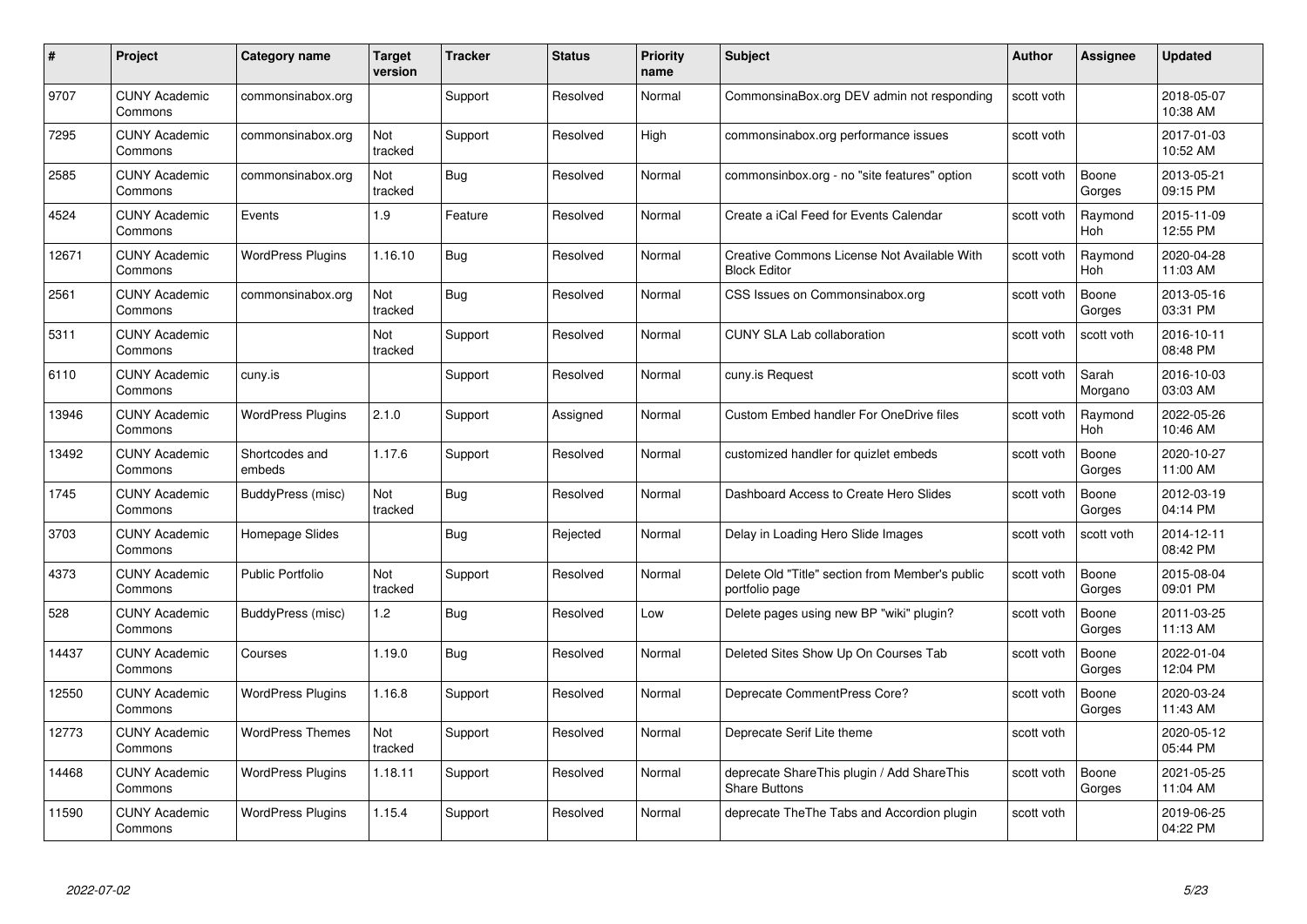| # | Project | Category name | Target version | Tracker | Status | Priority name | Subject | Author | Assignee | Updated |
|---|---|---|---|---|---|---|---|---|---|---|
| 9707 | CUNY Academic Commons | commonsinabox.org | | Support | Resolved | Normal | CommonsinaBox.org DEV admin not responding | scott voth | | 2018-05-07 10:38 AM |
| 7295 | CUNY Academic Commons | commonsinabox.org | Not tracked | Support | Resolved | High | commonsinabox.org performance issues | scott voth | | 2017-01-03 10:52 AM |
| 2585 | CUNY Academic Commons | commonsinabox.org | Not tracked | Bug | Resolved | Normal | commonsinbox.org - no "site features" option | scott voth | Boone Gorges | 2013-05-21 09:15 PM |
| 4524 | CUNY Academic Commons | Events | 1.9 | Feature | Resolved | Normal | Create a iCal Feed for Events Calendar | scott voth | Raymond Hoh | 2015-11-09 12:55 PM |
| 12671 | CUNY Academic Commons | WordPress Plugins | 1.16.10 | Bug | Resolved | Normal | Creative Commons License Not Available With Block Editor | scott voth | Raymond Hoh | 2020-04-28 11:03 AM |
| 2561 | CUNY Academic Commons | commonsinabox.org | Not tracked | Bug | Resolved | Normal | CSS Issues on Commonsinabox.org | scott voth | Boone Gorges | 2013-05-16 03:31 PM |
| 5311 | CUNY Academic Commons | | Not tracked | Support | Resolved | Normal | CUNY SLA Lab collaboration | scott voth | scott voth | 2016-10-11 08:48 PM |
| 6110 | CUNY Academic Commons | cuny.is | | Support | Resolved | Normal | cuny.is Request | scott voth | Sarah Morgano | 2016-10-03 03:03 AM |
| 13946 | CUNY Academic Commons | WordPress Plugins | 2.1.0 | Support | Assigned | Normal | Custom Embed handler For OneDrive files | scott voth | Raymond Hoh | 2022-05-26 10:46 AM |
| 13492 | CUNY Academic Commons | Shortcodes and embeds | 1.17.6 | Support | Resolved | Normal | customized handler for quizlet embeds | scott voth | Boone Gorges | 2020-10-27 11:00 AM |
| 1745 | CUNY Academic Commons | BuddyPress (misc) | Not tracked | Bug | Resolved | Normal | Dashboard Access to Create Hero Slides | scott voth | Boone Gorges | 2012-03-19 04:14 PM |
| 3703 | CUNY Academic Commons | Homepage Slides | | Bug | Rejected | Normal | Delay in Loading Hero Slide Images | scott voth | scott voth | 2014-12-11 08:42 PM |
| 4373 | CUNY Academic Commons | Public Portfolio | Not tracked | Support | Resolved | Normal | Delete Old "Title" section from Member's public portfolio page | scott voth | Boone Gorges | 2015-08-04 09:01 PM |
| 528 | CUNY Academic Commons | BuddyPress (misc) | 1.2 | Bug | Resolved | Low | Delete pages using new BP "wiki" plugin? | scott voth | Boone Gorges | 2011-03-25 11:13 AM |
| 14437 | CUNY Academic Commons | Courses | 1.19.0 | Bug | Resolved | Normal | Deleted Sites Show Up On Courses Tab | scott voth | Boone Gorges | 2022-01-04 12:04 PM |
| 12550 | CUNY Academic Commons | WordPress Plugins | 1.16.8 | Support | Resolved | Normal | Deprecate CommentPress Core? | scott voth | Boone Gorges | 2020-03-24 11:43 AM |
| 12773 | CUNY Academic Commons | WordPress Themes | Not tracked | Support | Resolved | Normal | Deprecate Serif Lite theme | scott voth | | 2020-05-12 05:44 PM |
| 14468 | CUNY Academic Commons | WordPress Plugins | 1.18.11 | Support | Resolved | Normal | deprecate ShareThis plugin / Add ShareThis Share Buttons | scott voth | Boone Gorges | 2021-05-25 11:04 AM |
| 11590 | CUNY Academic Commons | WordPress Plugins | 1.15.4 | Support | Resolved | Normal | deprecate TheThe Tabs and Accordion plugin | scott voth | | 2019-06-25 04:22 PM |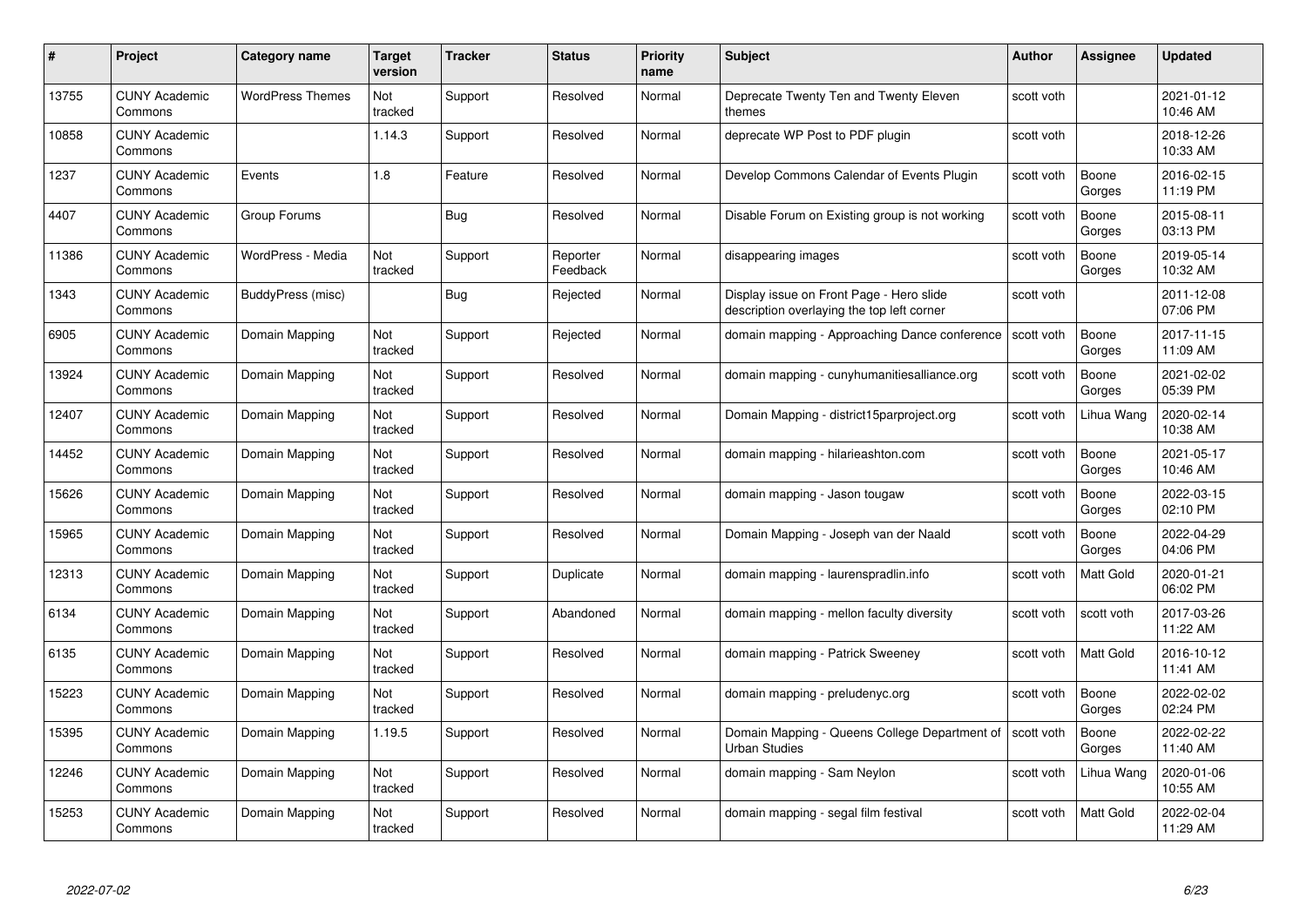| # | Project | Category name | Target version | Tracker | Status | Priority name | Subject | Author | Assignee | Updated |
|---|---|---|---|---|---|---|---|---|---|---|
| 13755 | CUNY Academic Commons | WordPress Themes | Not tracked | Support | Resolved | Normal | Deprecate Twenty Ten and Twenty Eleven themes | scott voth | | 2021-01-12 10:46 AM |
| 10858 | CUNY Academic Commons | | 1.14.3 | Support | Resolved | Normal | deprecate WP Post to PDF plugin | scott voth | | 2018-12-26 10:33 AM |
| 1237 | CUNY Academic Commons | Events | 1.8 | Feature | Resolved | Normal | Develop Commons Calendar of Events Plugin | scott voth | Boone Gorges | 2016-02-15 11:19 PM |
| 4407 | CUNY Academic Commons | Group Forums | | Bug | Resolved | Normal | Disable Forum on Existing group is not working | scott voth | Boone Gorges | 2015-08-11 03:13 PM |
| 11386 | CUNY Academic Commons | WordPress - Media | Not tracked | Support | Reporter Feedback | Normal | disappearing images | scott voth | Boone Gorges | 2019-05-14 10:32 AM |
| 1343 | CUNY Academic Commons | BuddyPress (misc) | | Bug | Rejected | Normal | Display issue on Front Page - Hero slide description overlaying the top left corner | scott voth | | 2011-12-08 07:06 PM |
| 6905 | CUNY Academic Commons | Domain Mapping | Not tracked | Support | Rejected | Normal | domain mapping - Approaching Dance conference | scott voth | Boone Gorges | 2017-11-15 11:09 AM |
| 13924 | CUNY Academic Commons | Domain Mapping | Not tracked | Support | Resolved | Normal | domain mapping - cunyhumanitiesalliance.org | scott voth | Boone Gorges | 2021-02-02 05:39 PM |
| 12407 | CUNY Academic Commons | Domain Mapping | Not tracked | Support | Resolved | Normal | Domain Mapping - district15parproject.org | scott voth | Lihua Wang | 2020-02-14 10:38 AM |
| 14452 | CUNY Academic Commons | Domain Mapping | Not tracked | Support | Resolved | Normal | domain mapping - hilarieashton.com | scott voth | Boone Gorges | 2021-05-17 10:46 AM |
| 15626 | CUNY Academic Commons | Domain Mapping | Not tracked | Support | Resolved | Normal | domain mapping - Jason tougaw | scott voth | Boone Gorges | 2022-03-15 02:10 PM |
| 15965 | CUNY Academic Commons | Domain Mapping | Not tracked | Support | Resolved | Normal | Domain Mapping - Joseph van der Naald | scott voth | Boone Gorges | 2022-04-29 04:06 PM |
| 12313 | CUNY Academic Commons | Domain Mapping | Not tracked | Support | Duplicate | Normal | domain mapping - laurenspradlin.info | scott voth | Matt Gold | 2020-01-21 06:02 PM |
| 6134 | CUNY Academic Commons | Domain Mapping | Not tracked | Support | Abandoned | Normal | domain mapping - mellon faculty diversity | scott voth | scott voth | 2017-03-26 11:22 AM |
| 6135 | CUNY Academic Commons | Domain Mapping | Not tracked | Support | Resolved | Normal | domain mapping - Patrick Sweeney | scott voth | Matt Gold | 2016-10-12 11:41 AM |
| 15223 | CUNY Academic Commons | Domain Mapping | Not tracked | Support | Resolved | Normal | domain mapping - preludenyc.org | scott voth | Boone Gorges | 2022-02-02 02:24 PM |
| 15395 | CUNY Academic Commons | Domain Mapping | 1.19.5 | Support | Resolved | Normal | Domain Mapping - Queens College Department of Urban Studies | scott voth | Boone Gorges | 2022-02-22 11:40 AM |
| 12246 | CUNY Academic Commons | Domain Mapping | Not tracked | Support | Resolved | Normal | domain mapping - Sam Neylon | scott voth | Lihua Wang | 2020-01-06 10:55 AM |
| 15253 | CUNY Academic Commons | Domain Mapping | Not tracked | Support | Resolved | Normal | domain mapping - segal film festival | scott voth | Matt Gold | 2022-02-04 11:29 AM |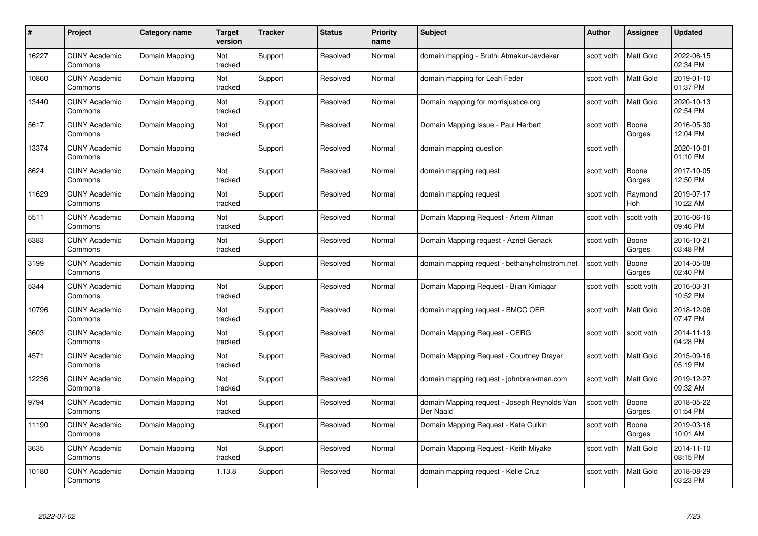| # | Project | Category name | Target version | Tracker | Status | Priority name | Subject | Author | Assignee | Updated |
|---|---|---|---|---|---|---|---|---|---|---|
| 16227 | CUNY Academic Commons | Domain Mapping | Not tracked | Support | Resolved | Normal | domain mapping - Sruthi Atmakur-Javdekar | scott voth | Matt Gold | 2022-06-15 02:34 PM |
| 10860 | CUNY Academic Commons | Domain Mapping | Not tracked | Support | Resolved | Normal | domain mapping for Leah Feder | scott voth | Matt Gold | 2019-01-10 01:37 PM |
| 13440 | CUNY Academic Commons | Domain Mapping | Not tracked | Support | Resolved | Normal | Domain mapping for morrisjustice.org | scott voth | Matt Gold | 2020-10-13 02:54 PM |
| 5617 | CUNY Academic Commons | Domain Mapping | Not tracked | Support | Resolved | Normal | Domain Mapping Issue - Paul Herbert | scott voth | Boone Gorges | 2016-05-30 12:04 PM |
| 13374 | CUNY Academic Commons | Domain Mapping | | Support | Resolved | Normal | domain mapping question | scott voth | | 2020-10-01 01:10 PM |
| 8624 | CUNY Academic Commons | Domain Mapping | Not tracked | Support | Resolved | Normal | domain mapping request | scott voth | Boone Gorges | 2017-10-05 12:50 PM |
| 11629 | CUNY Academic Commons | Domain Mapping | Not tracked | Support | Resolved | Normal | domain mapping request | scott voth | Raymond Hoh | 2019-07-17 10:22 AM |
| 5511 | CUNY Academic Commons | Domain Mapping | Not tracked | Support | Resolved | Normal | Domain Mapping Request - Artem Altman | scott voth | scott voth | 2016-06-16 09:46 PM |
| 6383 | CUNY Academic Commons | Domain Mapping | Not tracked | Support | Resolved | Normal | Domain Mapping request - Azriel Genack | scott voth | Boone Gorges | 2016-10-21 03:48 PM |
| 3199 | CUNY Academic Commons | Domain Mapping | | Support | Resolved | Normal | domain mapping request - bethanyholmstrom.net | scott voth | Boone Gorges | 2014-05-08 02:40 PM |
| 5344 | CUNY Academic Commons | Domain Mapping | Not tracked | Support | Resolved | Normal | Domain Mapping Request - Bijan Kimiagar | scott voth | scott voth | 2016-03-31 10:52 PM |
| 10796 | CUNY Academic Commons | Domain Mapping | Not tracked | Support | Resolved | Normal | domain mapping request - BMCC OER | scott voth | Matt Gold | 2018-12-06 07:47 PM |
| 3603 | CUNY Academic Commons | Domain Mapping | Not tracked | Support | Resolved | Normal | Domain Mapping Request - CERG | scott voth | scott voth | 2014-11-19 04:28 PM |
| 4571 | CUNY Academic Commons | Domain Mapping | Not tracked | Support | Resolved | Normal | Domain Mapping Request - Courtney Drayer | scott voth | Matt Gold | 2015-09-16 05:19 PM |
| 12236 | CUNY Academic Commons | Domain Mapping | Not tracked | Support | Resolved | Normal | domain mapping request - johnbrenkman.com | scott voth | Matt Gold | 2019-12-27 09:32 AM |
| 9794 | CUNY Academic Commons | Domain Mapping | Not tracked | Support | Resolved | Normal | domain Mapping request - Joseph Reynolds Van Der Naald | scott voth | Boone Gorges | 2018-05-22 01:54 PM |
| 11190 | CUNY Academic Commons | Domain Mapping | | Support | Resolved | Normal | Domain Mapping Request - Kate Culkin | scott voth | Boone Gorges | 2019-03-16 10:01 AM |
| 3635 | CUNY Academic Commons | Domain Mapping | Not tracked | Support | Resolved | Normal | Domain Mapping Request - Keith Miyake | scott voth | Matt Gold | 2014-11-10 08:15 PM |
| 10180 | CUNY Academic Commons | Domain Mapping | 1.13.8 | Support | Resolved | Normal | domain mapping request - Kelle Cruz | scott voth | Matt Gold | 2018-08-29 03:23 PM |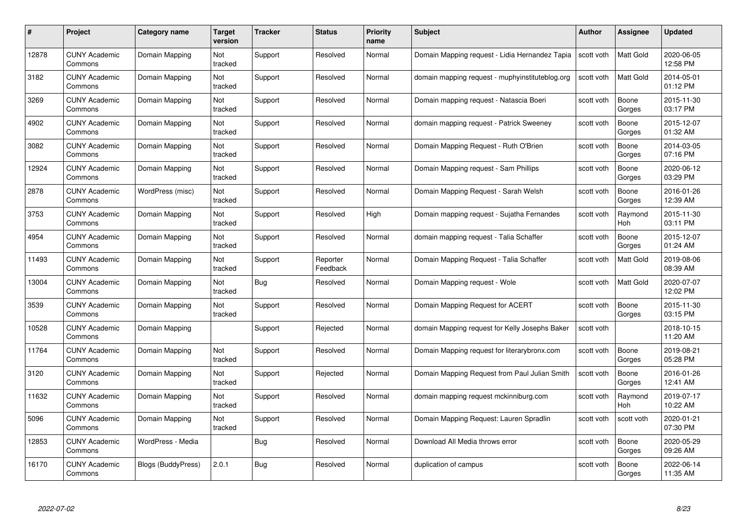| # | Project | Category name | Target version | Tracker | Status | Priority name | Subject | Author | Assignee | Updated |
|---|---|---|---|---|---|---|---|---|---|---|
| 12878 | CUNY Academic Commons | Domain Mapping | Not tracked | Support | Resolved | Normal | Domain Mapping request - Lidia Hernandez Tapia | scott voth | Matt Gold | 2020-06-05 12:58 PM |
| 3182 | CUNY Academic Commons | Domain Mapping | Not tracked | Support | Resolved | Normal | domain mapping request - muphyinstituteblog.org | scott voth | Matt Gold | 2014-05-01 01:12 PM |
| 3269 | CUNY Academic Commons | Domain Mapping | Not tracked | Support | Resolved | Normal | Domain mapping request - Natascia Boeri | scott voth | Boone Gorges | 2015-11-30 03:17 PM |
| 4902 | CUNY Academic Commons | Domain Mapping | Not tracked | Support | Resolved | Normal | domain mapping request - Patrick Sweeney | scott voth | Boone Gorges | 2015-12-07 01:32 AM |
| 3082 | CUNY Academic Commons | Domain Mapping | Not tracked | Support | Resolved | Normal | Domain Mapping Request - Ruth O'Brien | scott voth | Boone Gorges | 2014-03-05 07:16 PM |
| 12924 | CUNY Academic Commons | Domain Mapping | Not tracked | Support | Resolved | Normal | Domain Mapping request - Sam Phillips | scott voth | Boone Gorges | 2020-06-12 03:29 PM |
| 2878 | CUNY Academic Commons | WordPress (misc) | Not tracked | Support | Resolved | Normal | Domain Mapping Request - Sarah Welsh | scott voth | Boone Gorges | 2016-01-26 12:39 AM |
| 3753 | CUNY Academic Commons | Domain Mapping | Not tracked | Support | Resolved | High | Domain mapping request - Sujatha Fernandes | scott voth | Raymond Hoh | 2015-11-30 03:11 PM |
| 4954 | CUNY Academic Commons | Domain Mapping | Not tracked | Support | Resolved | Normal | domain mapping request - Talia Schaffer | scott voth | Boone Gorges | 2015-12-07 01:24 AM |
| 11493 | CUNY Academic Commons | Domain Mapping | Not tracked | Support | Reporter Feedback | Normal | Domain Mapping Request - Talia Schaffer | scott voth | Matt Gold | 2019-08-06 08:39 AM |
| 13004 | CUNY Academic Commons | Domain Mapping | Not tracked | Bug | Resolved | Normal | Domain Mapping request - Wole | scott voth | Matt Gold | 2020-07-07 12:02 PM |
| 3539 | CUNY Academic Commons | Domain Mapping | Not tracked | Support | Resolved | Normal | Domain Mapping Request for ACERT | scott voth | Boone Gorges | 2015-11-30 03:15 PM |
| 10528 | CUNY Academic Commons | Domain Mapping | | Support | Rejected | Normal | domain Mapping request for Kelly Josephs Baker | scott voth | | 2018-10-15 11:20 AM |
| 11764 | CUNY Academic Commons | Domain Mapping | Not tracked | Support | Resolved | Normal | Domain Mapping request for literarybronx.com | scott voth | Boone Gorges | 2019-08-21 05:28 PM |
| 3120 | CUNY Academic Commons | Domain Mapping | Not tracked | Support | Rejected | Normal | Domain Mapping Request from Paul Julian Smith | scott voth | Boone Gorges | 2016-01-26 12:41 AM |
| 11632 | CUNY Academic Commons | Domain Mapping | Not tracked | Support | Resolved | Normal | domain mapping request mckinniburg.com | scott voth | Raymond Hoh | 2019-07-17 10:22 AM |
| 5096 | CUNY Academic Commons | Domain Mapping | Not tracked | Support | Resolved | Normal | Domain Mapping Request: Lauren Spradlin | scott voth | scott voth | 2020-01-21 07:30 PM |
| 12853 | CUNY Academic Commons | WordPress - Media | | Bug | Resolved | Normal | Download All Media throws error | scott voth | Boone Gorges | 2020-05-29 09:26 AM |
| 16170 | CUNY Academic Commons | Blogs (BuddyPress) | 2.0.1 | Bug | Resolved | Normal | duplication of campus | scott voth | Boone Gorges | 2022-06-14 11:35 AM |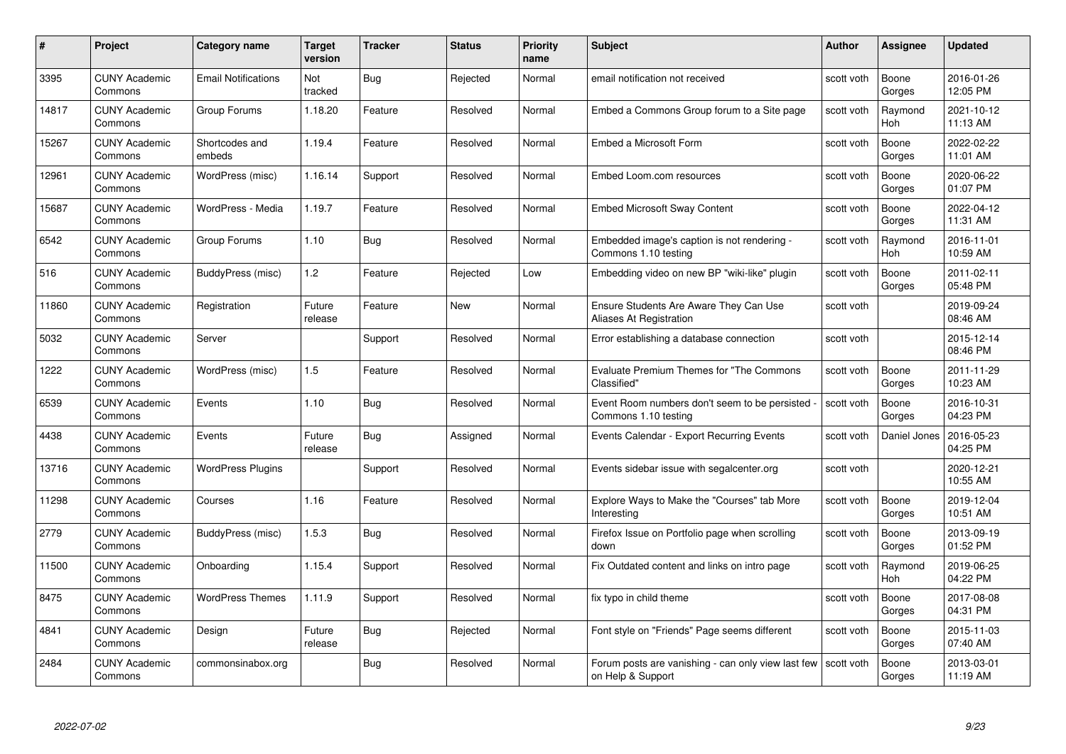| # | Project | Category name | Target version | Tracker | Status | Priority name | Subject | Author | Assignee | Updated |
|---|---|---|---|---|---|---|---|---|---|---|
| 3395 | CUNY Academic Commons | Email Notifications | Not tracked | Bug | Rejected | Normal | email notification not received | scott voth | Boone Gorges | 2016-01-26 12:05 PM |
| 14817 | CUNY Academic Commons | Group Forums | 1.18.20 | Feature | Resolved | Normal | Embed a Commons Group forum to a Site page | scott voth | Raymond Hoh | 2021-10-12 11:13 AM |
| 15267 | CUNY Academic Commons | Shortcodes and embeds | 1.19.4 | Feature | Resolved | Normal | Embed a Microsoft Form | scott voth | Boone Gorges | 2022-02-22 11:01 AM |
| 12961 | CUNY Academic Commons | WordPress (misc) | 1.16.14 | Support | Resolved | Normal | Embed Loom.com resources | scott voth | Boone Gorges | 2020-06-22 01:07 PM |
| 15687 | CUNY Academic Commons | WordPress - Media | 1.19.7 | Feature | Resolved | Normal | Embed Microsoft Sway Content | scott voth | Boone Gorges | 2022-04-12 11:31 AM |
| 6542 | CUNY Academic Commons | Group Forums | 1.10 | Bug | Resolved | Normal | Embedded image's caption is not rendering - Commons 1.10 testing | scott voth | Raymond Hoh | 2016-11-01 10:59 AM |
| 516 | CUNY Academic Commons | BuddyPress (misc) | 1.2 | Feature | Rejected | Low | Embedding video on new BP "wiki-like" plugin | scott voth | Boone Gorges | 2011-02-11 05:48 PM |
| 11860 | CUNY Academic Commons | Registration | Future release | Feature | New | Normal | Ensure Students Are Aware They Can Use Aliases At Registration | scott voth | | 2019-09-24 08:46 AM |
| 5032 | CUNY Academic Commons | Server | | Support | Resolved | Normal | Error establishing a database connection | scott voth | | 2015-12-14 08:46 PM |
| 1222 | CUNY Academic Commons | WordPress (misc) | 1.5 | Feature | Resolved | Normal | Evaluate Premium Themes for "The Commons Classified" | scott voth | Boone Gorges | 2011-11-29 10:23 AM |
| 6539 | CUNY Academic Commons | Events | 1.10 | Bug | Resolved | Normal | Event Room numbers don't seem to be persisted - Commons 1.10 testing | scott voth | Boone Gorges | 2016-10-31 04:23 PM |
| 4438 | CUNY Academic Commons | Events | Future release | Bug | Assigned | Normal | Events Calendar - Export Recurring Events | scott voth | Daniel Jones | 2016-05-23 04:25 PM |
| 13716 | CUNY Academic Commons | WordPress Plugins | | Support | Resolved | Normal | Events sidebar issue with segalcenter.org | scott voth | | 2020-12-21 10:55 AM |
| 11298 | CUNY Academic Commons | Courses | 1.16 | Feature | Resolved | Normal | Explore Ways to Make the "Courses" tab More Interesting | scott voth | Boone Gorges | 2019-12-04 10:51 AM |
| 2779 | CUNY Academic Commons | BuddyPress (misc) | 1.5.3 | Bug | Resolved | Normal | Firefox Issue on Portfolio page when scrolling down | scott voth | Boone Gorges | 2013-09-19 01:52 PM |
| 11500 | CUNY Academic Commons | Onboarding | 1.15.4 | Support | Resolved | Normal | Fix Outdated content and links on intro page | scott voth | Raymond Hoh | 2019-06-25 04:22 PM |
| 8475 | CUNY Academic Commons | WordPress Themes | 1.11.9 | Support | Resolved | Normal | fix typo in child theme | scott voth | Boone Gorges | 2017-08-08 04:31 PM |
| 4841 | CUNY Academic Commons | Design | Future release | Bug | Rejected | Normal | Font style on "Friends" Page seems different | scott voth | Boone Gorges | 2015-11-03 07:40 AM |
| 2484 | CUNY Academic Commons | commonsinabox.org | | Bug | Resolved | Normal | Forum posts are vanishing - can only view last few on Help & Support | scott voth | Boone Gorges | 2013-03-01 11:19 AM |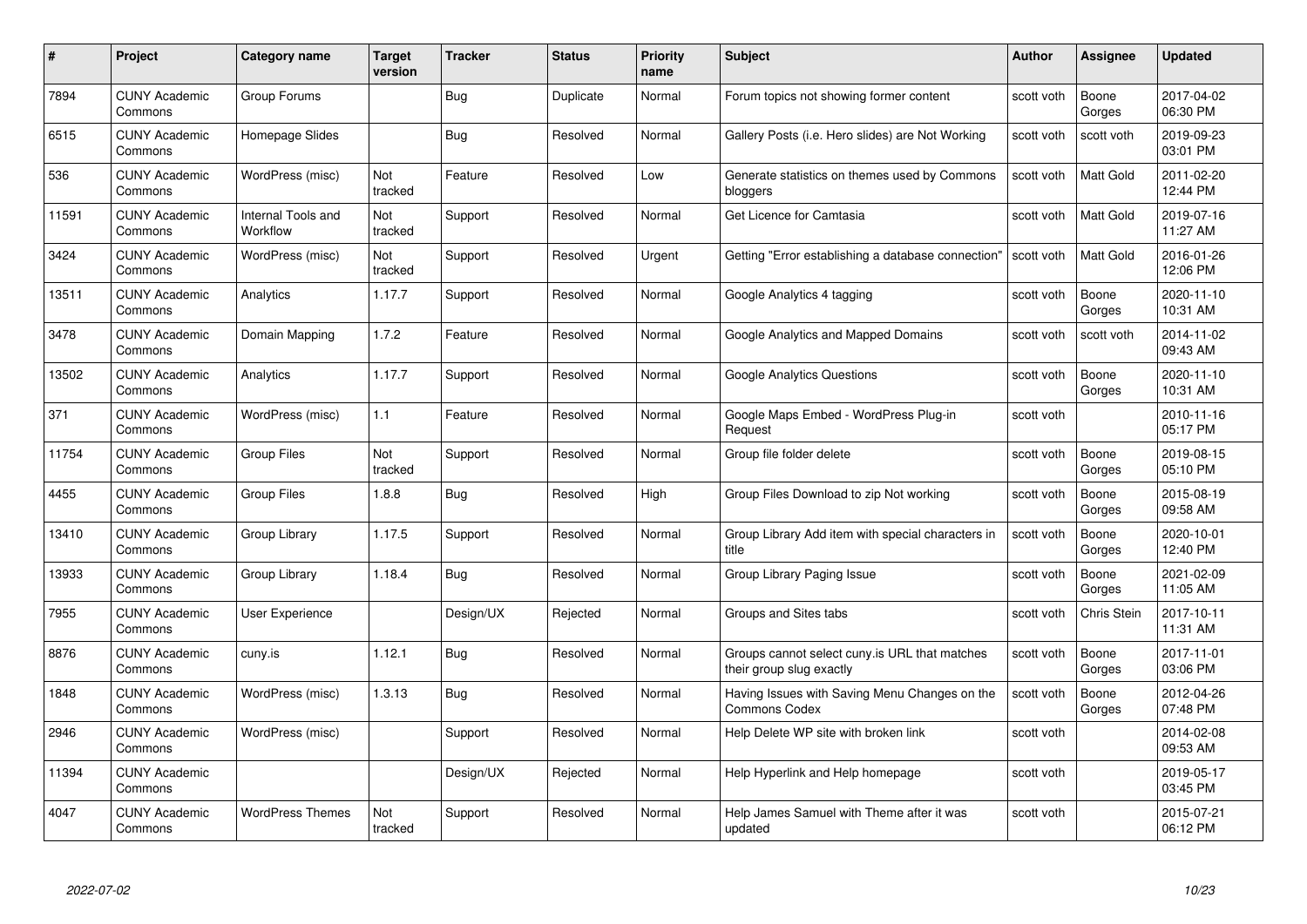| # | Project | Category name | Target version | Tracker | Status | Priority name | Subject | Author | Assignee | Updated |
|---|---|---|---|---|---|---|---|---|---|---|
| 7894 | CUNY Academic Commons | Group Forums | | Bug | Duplicate | Normal | Forum topics not showing former content | scott voth | Boone Gorges | 2017-04-02 06:30 PM |
| 6515 | CUNY Academic Commons | Homepage Slides | | Bug | Resolved | Normal | Gallery Posts (i.e. Hero slides) are Not Working | scott voth | scott voth | 2019-09-23 03:01 PM |
| 536 | CUNY Academic Commons | WordPress (misc) | Not tracked | Feature | Resolved | Low | Generate statistics on themes used by Commons bloggers | scott voth | Matt Gold | 2011-02-20 12:44 PM |
| 11591 | CUNY Academic Commons | Internal Tools and Workflow | Not tracked | Support | Resolved | Normal | Get Licence for Camtasia | scott voth | Matt Gold | 2019-07-16 11:27 AM |
| 3424 | CUNY Academic Commons | WordPress (misc) | Not tracked | Support | Resolved | Urgent | Getting "Error establishing a database connection" | scott voth | Matt Gold | 2016-01-26 12:06 PM |
| 13511 | CUNY Academic Commons | Analytics | 1.17.7 | Support | Resolved | Normal | Google Analytics 4 tagging | scott voth | Boone Gorges | 2020-11-10 10:31 AM |
| 3478 | CUNY Academic Commons | Domain Mapping | 1.7.2 | Feature | Resolved | Normal | Google Analytics and Mapped Domains | scott voth | scott voth | 2014-11-02 09:43 AM |
| 13502 | CUNY Academic Commons | Analytics | 1.17.7 | Support | Resolved | Normal | Google Analytics Questions | scott voth | Boone Gorges | 2020-11-10 10:31 AM |
| 371 | CUNY Academic Commons | WordPress (misc) | 1.1 | Feature | Resolved | Normal | Google Maps Embed - WordPress Plug-in Request | scott voth | | 2010-11-16 05:17 PM |
| 11754 | CUNY Academic Commons | Group Files | Not tracked | Support | Resolved | Normal | Group file folder delete | scott voth | Boone Gorges | 2019-08-15 05:10 PM |
| 4455 | CUNY Academic Commons | Group Files | 1.8.8 | Bug | Resolved | High | Group Files Download to zip Not working | scott voth | Boone Gorges | 2015-08-19 09:58 AM |
| 13410 | CUNY Academic Commons | Group Library | 1.17.5 | Support | Resolved | Normal | Group Library Add item with special characters in title | scott voth | Boone Gorges | 2020-10-01 12:40 PM |
| 13933 | CUNY Academic Commons | Group Library | 1.18.4 | Bug | Resolved | Normal | Group Library Paging Issue | scott voth | Boone Gorges | 2021-02-09 11:05 AM |
| 7955 | CUNY Academic Commons | User Experience | | Design/UX | Rejected | Normal | Groups and Sites tabs | scott voth | Chris Stein | 2017-10-11 11:31 AM |
| 8876 | CUNY Academic Commons | cuny.is | 1.12.1 | Bug | Resolved | Normal | Groups cannot select cuny.is URL that matches their group slug exactly | scott voth | Boone Gorges | 2017-11-01 03:06 PM |
| 1848 | CUNY Academic Commons | WordPress (misc) | 1.3.13 | Bug | Resolved | Normal | Having Issues with Saving Menu Changes on the Commons Codex | scott voth | Boone Gorges | 2012-04-26 07:48 PM |
| 2946 | CUNY Academic Commons | WordPress (misc) | | Support | Resolved | Normal | Help Delete WP site with broken link | scott voth | | 2014-02-08 09:53 AM |
| 11394 | CUNY Academic Commons | | | Design/UX | Rejected | Normal | Help Hyperlink and Help homepage | scott voth | | 2019-05-17 03:45 PM |
| 4047 | CUNY Academic Commons | WordPress Themes | Not tracked | Support | Resolved | Normal | Help James Samuel with Theme after it was updated | scott voth | | 2015-07-21 06:12 PM |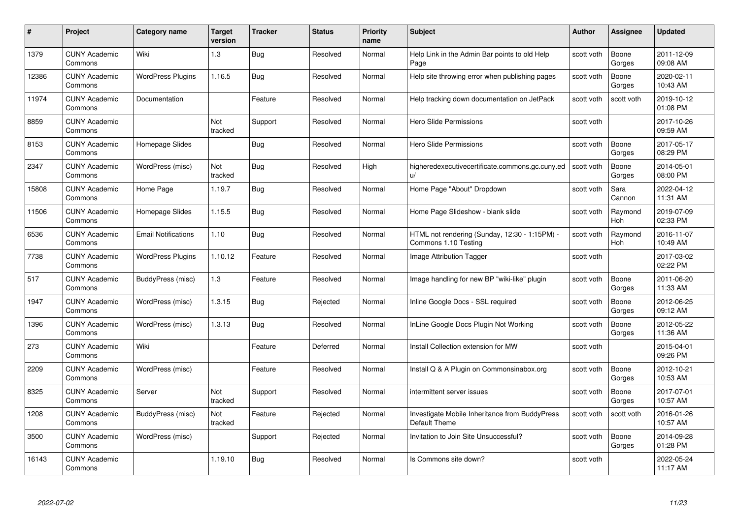| # | Project | Category name | Target version | Tracker | Status | Priority name | Subject | Author | Assignee | Updated |
|---|---|---|---|---|---|---|---|---|---|---|
| 1379 | CUNY Academic Commons | Wiki | 1.3 | Bug | Resolved | Normal | Help Link in the Admin Bar points to old Help Page | scott voth | Boone Gorges | 2011-12-09 09:08 AM |
| 12386 | CUNY Academic Commons | WordPress Plugins | 1.16.5 | Bug | Resolved | Normal | Help site throwing error when publishing pages | scott voth | Boone Gorges | 2020-02-11 10:43 AM |
| 11974 | CUNY Academic Commons | Documentation | | Feature | Resolved | Normal | Help tracking down documentation on JetPack | scott voth | scott voth | 2019-10-12 01:08 PM |
| 8859 | CUNY Academic Commons | | Not tracked | Support | Resolved | Normal | Hero Slide Permissions | scott voth | | 2017-10-26 09:59 AM |
| 8153 | CUNY Academic Commons | Homepage Slides | | Bug | Resolved | Normal | Hero Slide Permissions | scott voth | Boone Gorges | 2017-05-17 08:29 PM |
| 2347 | CUNY Academic Commons | WordPress (misc) | Not tracked | Bug | Resolved | High | higheredexecutivecertificate.commons.gc.cuny.edu/ | scott voth | Boone Gorges | 2014-05-01 08:00 PM |
| 15808 | CUNY Academic Commons | Home Page | 1.19.7 | Bug | Resolved | Normal | Home Page "About" Dropdown | scott voth | Sara Cannon | 2022-04-12 11:31 AM |
| 11506 | CUNY Academic Commons | Homepage Slides | 1.15.5 | Bug | Resolved | Normal | Home Page Slideshow - blank slide | scott voth | Raymond Hoh | 2019-07-09 02:33 PM |
| 6536 | CUNY Academic Commons | Email Notifications | 1.10 | Bug | Resolved | Normal | HTML not rendering (Sunday, 12:30 - 1:15PM) - Commons 1.10 Testing | scott voth | Raymond Hoh | 2016-11-07 10:49 AM |
| 7738 | CUNY Academic Commons | WordPress Plugins | 1.10.12 | Feature | Resolved | Normal | Image Attribution Tagger | scott voth | | 2017-03-02 02:22 PM |
| 517 | CUNY Academic Commons | BuddyPress (misc) | 1.3 | Feature | Resolved | Normal | Image handling for new BP "wiki-like" plugin | scott voth | Boone Gorges | 2011-06-20 11:33 AM |
| 1947 | CUNY Academic Commons | WordPress (misc) | 1.3.15 | Bug | Rejected | Normal | Inline Google Docs - SSL required | scott voth | Boone Gorges | 2012-06-25 09:12 AM |
| 1396 | CUNY Academic Commons | WordPress (misc) | 1.3.13 | Bug | Resolved | Normal | InLine Google Docs Plugin Not Working | scott voth | Boone Gorges | 2012-05-22 11:36 AM |
| 273 | CUNY Academic Commons | Wiki | | Feature | Deferred | Normal | Install Collection extension for MW | scott voth | | 2015-04-01 09:26 PM |
| 2209 | CUNY Academic Commons | WordPress (misc) | | Feature | Resolved | Normal | Install Q & A Plugin on Commonsinabox.org | scott voth | Boone Gorges | 2012-10-21 10:53 AM |
| 8325 | CUNY Academic Commons | Server | Not tracked | Support | Resolved | Normal | intermittent server issues | scott voth | Boone Gorges | 2017-07-01 10:57 AM |
| 1208 | CUNY Academic Commons | BuddyPress (misc) | Not tracked | Feature | Rejected | Normal | Investigate Mobile Inheritance from BuddyPress Default Theme | scott voth | scott voth | 2016-01-26 10:57 AM |
| 3500 | CUNY Academic Commons | WordPress (misc) | | Support | Rejected | Normal | Invitation to Join Site Unsuccessful? | scott voth | Boone Gorges | 2014-09-28 01:28 PM |
| 16143 | CUNY Academic Commons | | 1.19.10 | Bug | Resolved | Normal | Is Commons site down? | scott voth | | 2022-05-24 11:17 AM |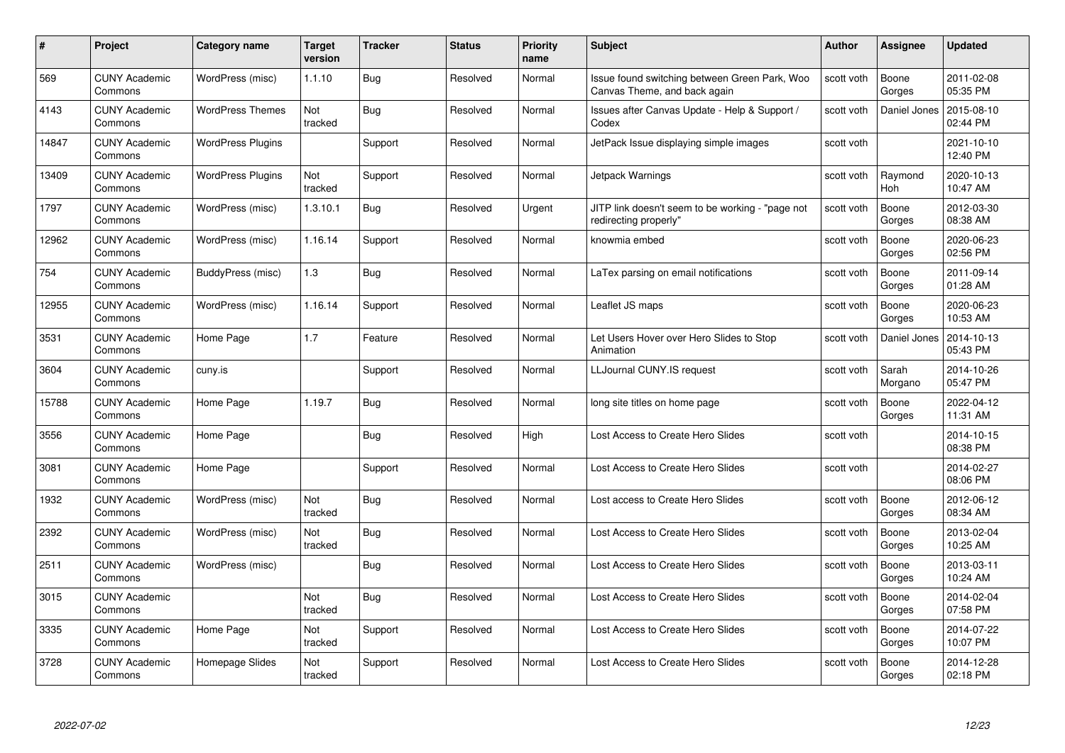| # | Project | Category name | Target version | Tracker | Status | Priority name | Subject | Author | Assignee | Updated |
|---|---|---|---|---|---|---|---|---|---|---|
| 569 | CUNY Academic Commons | WordPress (misc) | 1.1.10 | Bug | Resolved | Normal | Issue found switching between Green Park, Woo Canvas Theme, and back again | scott voth | Boone Gorges | 2011-02-08 05:35 PM |
| 4143 | CUNY Academic Commons | WordPress Themes | Not tracked | Bug | Resolved | Normal | Issues after Canvas Update - Help & Support / Codex | scott voth | Daniel Jones | 2015-08-10 02:44 PM |
| 14847 | CUNY Academic Commons | WordPress Plugins | | Support | Resolved | Normal | JetPack Issue displaying simple images | scott voth | | 2021-10-10 12:40 PM |
| 13409 | CUNY Academic Commons | WordPress Plugins | Not tracked | Support | Resolved | Normal | Jetpack Warnings | scott voth | Raymond Hoh | 2020-10-13 10:47 AM |
| 1797 | CUNY Academic Commons | WordPress (misc) | 1.3.10.1 | Bug | Resolved | Urgent | JITP link doesn't seem to be working - "page not redirecting properly" | scott voth | Boone Gorges | 2012-03-30 08:38 AM |
| 12962 | CUNY Academic Commons | WordPress (misc) | 1.16.14 | Support | Resolved | Normal | knowmia embed | scott voth | Boone Gorges | 2020-06-23 02:56 PM |
| 754 | CUNY Academic Commons | BuddyPress (misc) | 1.3 | Bug | Resolved | Normal | LaTex parsing on email notifications | scott voth | Boone Gorges | 2011-09-14 01:28 AM |
| 12955 | CUNY Academic Commons | WordPress (misc) | 1.16.14 | Support | Resolved | Normal | Leaflet JS maps | scott voth | Boone Gorges | 2020-06-23 10:53 AM |
| 3531 | CUNY Academic Commons | Home Page | 1.7 | Feature | Resolved | Normal | Let Users Hover over Hero Slides to Stop Animation | scott voth | Daniel Jones | 2014-10-13 05:43 PM |
| 3604 | CUNY Academic Commons | cuny.is | | Support | Resolved | Normal | LLJournal CUNY.IS request | scott voth | Sarah Morgano | 2014-10-26 05:47 PM |
| 15788 | CUNY Academic Commons | Home Page | 1.19.7 | Bug | Resolved | Normal | long site titles on home page | scott voth | Boone Gorges | 2022-04-12 11:31 AM |
| 3556 | CUNY Academic Commons | Home Page | | Bug | Resolved | High | Lost Access to Create Hero Slides | scott voth | | 2014-10-15 08:38 PM |
| 3081 | CUNY Academic Commons | Home Page | | Support | Resolved | Normal | Lost Access to Create Hero Slides | scott voth | | 2014-02-27 08:06 PM |
| 1932 | CUNY Academic Commons | WordPress (misc) | Not tracked | Bug | Resolved | Normal | Lost access to Create Hero Slides | scott voth | Boone Gorges | 2012-06-12 08:34 AM |
| 2392 | CUNY Academic Commons | WordPress (misc) | Not tracked | Bug | Resolved | Normal | Lost Access to Create Hero Slides | scott voth | Boone Gorges | 2013-02-04 10:25 AM |
| 2511 | CUNY Academic Commons | WordPress (misc) | | Bug | Resolved | Normal | Lost Access to Create Hero Slides | scott voth | Boone Gorges | 2013-03-11 10:24 AM |
| 3015 | CUNY Academic Commons | | Not tracked | Bug | Resolved | Normal | Lost Access to Create Hero Slides | scott voth | Boone Gorges | 2014-02-04 07:58 PM |
| 3335 | CUNY Academic Commons | Home Page | Not tracked | Support | Resolved | Normal | Lost Access to Create Hero Slides | scott voth | Boone Gorges | 2014-07-22 10:07 PM |
| 3728 | CUNY Academic Commons | Homepage Slides | Not tracked | Support | Resolved | Normal | Lost Access to Create Hero Slides | scott voth | Boone Gorges | 2014-12-28 02:18 PM |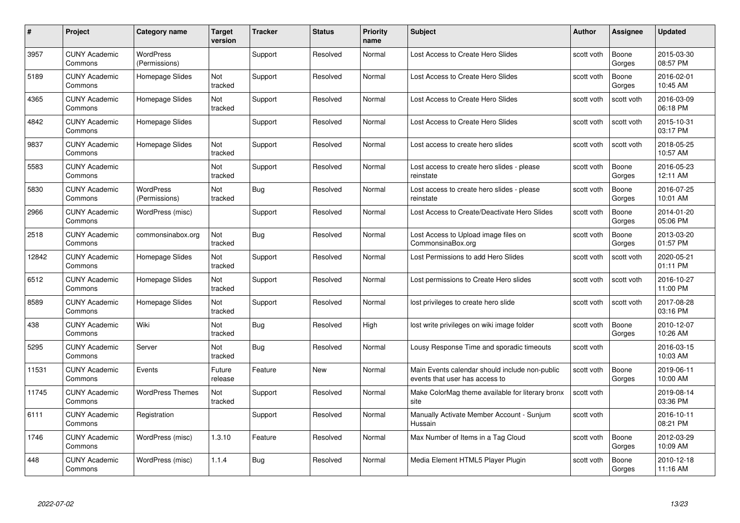| # | Project | Category name | Target version | Tracker | Status | Priority name | Subject | Author | Assignee | Updated |
|---|---|---|---|---|---|---|---|---|---|---|
| 3957 | CUNY Academic Commons | WordPress (Permissions) | | Support | Resolved | Normal | Lost Access to Create Hero Slides | scott voth | Boone Gorges | 2015-03-30 08:57 PM |
| 5189 | CUNY Academic Commons | Homepage Slides | Not tracked | Support | Resolved | Normal | Lost Access to Create Hero Slides | scott voth | Boone Gorges | 2016-02-01 10:45 AM |
| 4365 | CUNY Academic Commons | Homepage Slides | Not tracked | Support | Resolved | Normal | Lost Access to Create Hero Slides | scott voth | scott voth | 2016-03-09 06:18 PM |
| 4842 | CUNY Academic Commons | Homepage Slides | | Support | Resolved | Normal | Lost Access to Create Hero Slides | scott voth | scott voth | 2015-10-31 03:17 PM |
| 9837 | CUNY Academic Commons | Homepage Slides | Not tracked | Support | Resolved | Normal | Lost access to create hero slides | scott voth | scott voth | 2018-05-25 10:57 AM |
| 5583 | CUNY Academic Commons | | Not tracked | Support | Resolved | Normal | Lost access to create hero slides - please reinstate | scott voth | Boone Gorges | 2016-05-23 12:11 AM |
| 5830 | CUNY Academic Commons | WordPress (Permissions) | Not tracked | Bug | Resolved | Normal | Lost access to create hero slides - please reinstate | scott voth | Boone Gorges | 2016-07-25 10:01 AM |
| 2966 | CUNY Academic Commons | WordPress (misc) | | Support | Resolved | Normal | Lost Access to Create/Deactivate Hero Slides | scott voth | Boone Gorges | 2014-01-20 05:06 PM |
| 2518 | CUNY Academic Commons | commonsinabox.org | Not tracked | Bug | Resolved | Normal | Lost Access to Upload image files on CommonsinaBox.org | scott voth | Boone Gorges | 2013-03-20 01:57 PM |
| 12842 | CUNY Academic Commons | Homepage Slides | Not tracked | Support | Resolved | Normal | Lost Permissions to add Hero Slides | scott voth | scott voth | 2020-05-21 01:11 PM |
| 6512 | CUNY Academic Commons | Homepage Slides | Not tracked | Support | Resolved | Normal | Lost permissions to Create Hero slides | scott voth | scott voth | 2016-10-27 11:00 PM |
| 8589 | CUNY Academic Commons | Homepage Slides | Not tracked | Support | Resolved | Normal | lost privileges to create hero slide | scott voth | scott voth | 2017-08-28 03:16 PM |
| 438 | CUNY Academic Commons | Wiki | Not tracked | Bug | Resolved | High | lost write privileges on wiki image folder | scott voth | Boone Gorges | 2010-12-07 10:26 AM |
| 5295 | CUNY Academic Commons | Server | Not tracked | Bug | Resolved | Normal | Lousy Response Time and sporadic timeouts | scott voth | | 2016-03-15 10:03 AM |
| 11531 | CUNY Academic Commons | Events | Future release | Feature | New | Normal | Main Events calendar should include non-public events that user has access to | scott voth | Boone Gorges | 2019-06-11 10:00 AM |
| 11745 | CUNY Academic Commons | WordPress Themes | Not tracked | Support | Resolved | Normal | Make ColorMag theme available for literary bronx site | scott voth | | 2019-08-14 03:36 PM |
| 6111 | CUNY Academic Commons | Registration | | Support | Resolved | Normal | Manually Activate Member Account - Sunjum Hussain | scott voth | | 2016-10-11 08:21 PM |
| 1746 | CUNY Academic Commons | WordPress (misc) | 1.3.10 | Feature | Resolved | Normal | Max Number of Items in a Tag Cloud | scott voth | Boone Gorges | 2012-03-29 10:09 AM |
| 448 | CUNY Academic Commons | WordPress (misc) | 1.1.4 | Bug | Resolved | Normal | Media Element HTML5 Player Plugin | scott voth | Boone Gorges | 2010-12-18 11:16 AM |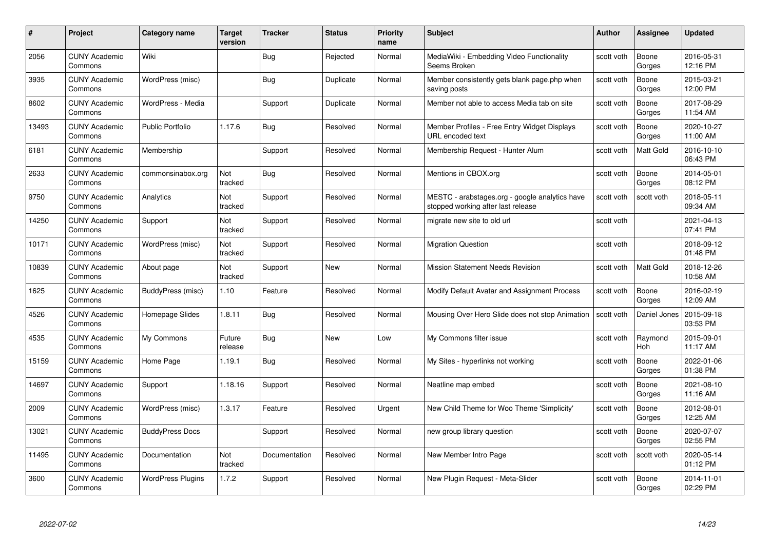| # | Project | Category name | Target version | Tracker | Status | Priority name | Subject | Author | Assignee | Updated |
|---|---|---|---|---|---|---|---|---|---|---|
| 2056 | CUNY Academic Commons | Wiki | | Bug | Rejected | Normal | MediaWiki - Embedding Video Functionality Seems Broken | scott voth | Boone Gorges | 2016-05-31 12:16 PM |
| 3935 | CUNY Academic Commons | WordPress (misc) | | Bug | Duplicate | Normal | Member consistently gets blank page.php when saving posts | scott voth | Boone Gorges | 2015-03-21 12:00 PM |
| 8602 | CUNY Academic Commons | WordPress - Media | | Support | Duplicate | Normal | Member not able to access Media tab on site | scott voth | Boone Gorges | 2017-08-29 11:54 AM |
| 13493 | CUNY Academic Commons | Public Portfolio | 1.17.6 | Bug | Resolved | Normal | Member Profiles - Free Entry Widget Displays URL encoded text | scott voth | Boone Gorges | 2020-10-27 11:00 AM |
| 6181 | CUNY Academic Commons | Membership | | Support | Resolved | Normal | Membership Request - Hunter Alum | scott voth | Matt Gold | 2016-10-10 06:43 PM |
| 2633 | CUNY Academic Commons | commonsinabox.org | Not tracked | Bug | Resolved | Normal | Mentions in CBOX.org | scott voth | Boone Gorges | 2014-05-01 08:12 PM |
| 9750 | CUNY Academic Commons | Analytics | Not tracked | Support | Resolved | Normal | MESTC - arabstages.org - google analytics have stopped working after last release | scott voth | scott voth | 2018-05-11 09:34 AM |
| 14250 | CUNY Academic Commons | Support | Not tracked | Support | Resolved | Normal | migrate new site to old url | scott voth | | 2021-04-13 07:41 PM |
| 10171 | CUNY Academic Commons | WordPress (misc) | Not tracked | Support | Resolved | Normal | Migration Question | scott voth | | 2018-09-12 01:48 PM |
| 10839 | CUNY Academic Commons | About page | Not tracked | Support | New | Normal | Mission Statement Needs Revision | scott voth | Matt Gold | 2018-12-26 10:58 AM |
| 1625 | CUNY Academic Commons | BuddyPress (misc) | 1.10 | Feature | Resolved | Normal | Modify Default Avatar and Assignment Process | scott voth | Boone Gorges | 2016-02-19 12:09 AM |
| 4526 | CUNY Academic Commons | Homepage Slides | 1.8.11 | Bug | Resolved | Normal | Mousing Over Hero Slide does not stop Animation | scott voth | Daniel Jones | 2015-09-18 03:53 PM |
| 4535 | CUNY Academic Commons | My Commons | Future release | Bug | New | Low | My Commons filter issue | scott voth | Raymond Hoh | 2015-09-01 11:17 AM |
| 15159 | CUNY Academic Commons | Home Page | 1.19.1 | Bug | Resolved | Normal | My Sites - hyperlinks not working | scott voth | Boone Gorges | 2022-01-06 01:38 PM |
| 14697 | CUNY Academic Commons | Support | 1.18.16 | Support | Resolved | Normal | Neatline map embed | scott voth | Boone Gorges | 2021-08-10 11:16 AM |
| 2009 | CUNY Academic Commons | WordPress (misc) | 1.3.17 | Feature | Resolved | Urgent | New Child Theme for Woo Theme 'Simplicity' | scott voth | Boone Gorges | 2012-08-01 12:25 AM |
| 13021 | CUNY Academic Commons | BuddyPress Docs | | Support | Resolved | Normal | new group library question | scott voth | Boone Gorges | 2020-07-07 02:55 PM |
| 11495 | CUNY Academic Commons | Documentation | Not tracked | Documentation | Resolved | Normal | New Member Intro Page | scott voth | scott voth | 2020-05-14 01:12 PM |
| 3600 | CUNY Academic Commons | WordPress Plugins | 1.7.2 | Support | Resolved | Normal | New Plugin Request - Meta-Slider | scott voth | Boone Gorges | 2014-11-01 02:29 PM |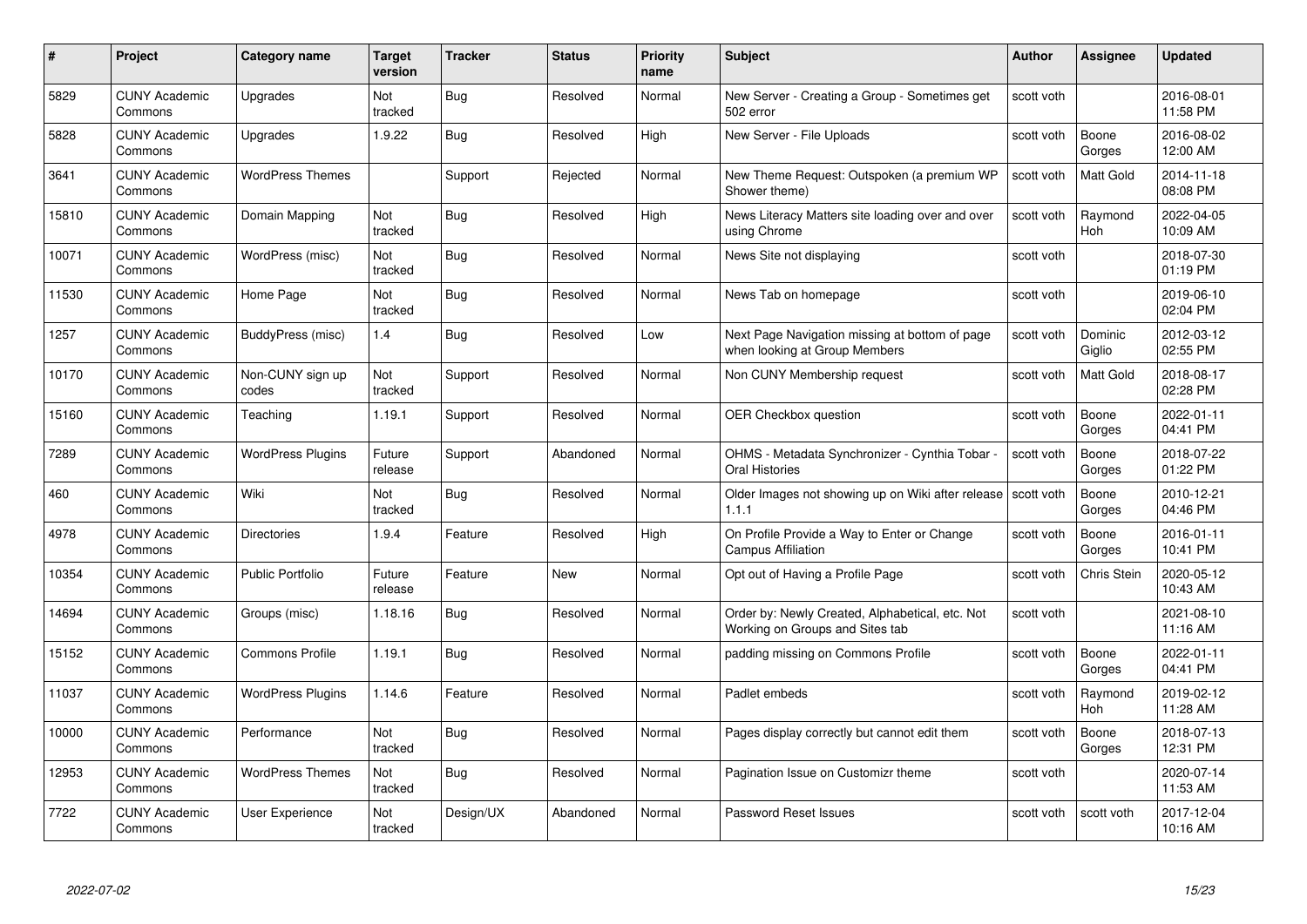| # | Project | Category name | Target version | Tracker | Status | Priority name | Subject | Author | Assignee | Updated |
|---|---|---|---|---|---|---|---|---|---|---|
| 5829 | CUNY Academic Commons | Upgrades | Not tracked | Bug | Resolved | Normal | New Server - Creating a Group - Sometimes get 502 error | scott voth | | 2016-08-01 11:58 PM |
| 5828 | CUNY Academic Commons | Upgrades | 1.9.22 | Bug | Resolved | High | New Server - File Uploads | scott voth | Boone Gorges | 2016-08-02 12:00 AM |
| 3641 | CUNY Academic Commons | WordPress Themes | | Support | Rejected | Normal | New Theme Request: Outspoken (a premium WP Shower theme) | scott voth | Matt Gold | 2014-11-18 08:08 PM |
| 15810 | CUNY Academic Commons | Domain Mapping | Not tracked | Bug | Resolved | High | News Literacy Matters site loading over and over using Chrome | scott voth | Raymond Hoh | 2022-04-05 10:09 AM |
| 10071 | CUNY Academic Commons | WordPress (misc) | Not tracked | Bug | Resolved | Normal | News Site not displaying | scott voth | | 2018-07-30 01:19 PM |
| 11530 | CUNY Academic Commons | Home Page | Not tracked | Bug | Resolved | Normal | News Tab on homepage | scott voth | | 2019-06-10 02:04 PM |
| 1257 | CUNY Academic Commons | BuddyPress (misc) | 1.4 | Bug | Resolved | Low | Next Page Navigation missing at bottom of page when looking at Group Members | scott voth | Dominic Giglio | 2012-03-12 02:55 PM |
| 10170 | CUNY Academic Commons | Non-CUNY sign up codes | Not tracked | Support | Resolved | Normal | Non CUNY Membership request | scott voth | Matt Gold | 2018-08-17 02:28 PM |
| 15160 | CUNY Academic Commons | Teaching | 1.19.1 | Support | Resolved | Normal | OER Checkbox question | scott voth | Boone Gorges | 2022-01-11 04:41 PM |
| 7289 | CUNY Academic Commons | WordPress Plugins | Future release | Support | Abandoned | Normal | OHMS - Metadata Synchronizer - Cynthia Tobar - Oral Histories | scott voth | Boone Gorges | 2018-07-22 01:22 PM |
| 460 | CUNY Academic Commons | Wiki | Not tracked | Bug | Resolved | Normal | Older Images not showing up on Wiki after release 1.1.1 | scott voth | Boone Gorges | 2010-12-21 04:46 PM |
| 4978 | CUNY Academic Commons | Directories | 1.9.4 | Feature | Resolved | High | On Profile Provide a Way to Enter or Change Campus Affiliation | scott voth | Boone Gorges | 2016-01-11 10:41 PM |
| 10354 | CUNY Academic Commons | Public Portfolio | Future release | Feature | New | Normal | Opt out of Having a Profile Page | scott voth | Chris Stein | 2020-05-12 10:43 AM |
| 14694 | CUNY Academic Commons | Groups (misc) | 1.18.16 | Bug | Resolved | Normal | Order by: Newly Created, Alphabetical, etc. Not Working on Groups and Sites tab | scott voth | | 2021-08-10 11:16 AM |
| 15152 | CUNY Academic Commons | Commons Profile | 1.19.1 | Bug | Resolved | Normal | padding missing on Commons Profile | scott voth | Boone Gorges | 2022-01-11 04:41 PM |
| 11037 | CUNY Academic Commons | WordPress Plugins | 1.14.6 | Feature | Resolved | Normal | Padlet embeds | scott voth | Raymond Hoh | 2019-02-12 11:28 AM |
| 10000 | CUNY Academic Commons | Performance | Not tracked | Bug | Resolved | Normal | Pages display correctly but cannot edit them | scott voth | Boone Gorges | 2018-07-13 12:31 PM |
| 12953 | CUNY Academic Commons | WordPress Themes | Not tracked | Bug | Resolved | Normal | Pagination Issue on Customizr theme | scott voth | | 2020-07-14 11:53 AM |
| 7722 | CUNY Academic Commons | User Experience | Not tracked | Design/UX | Abandoned | Normal | Password Reset Issues | scott voth | scott voth | 2017-12-04 10:16 AM |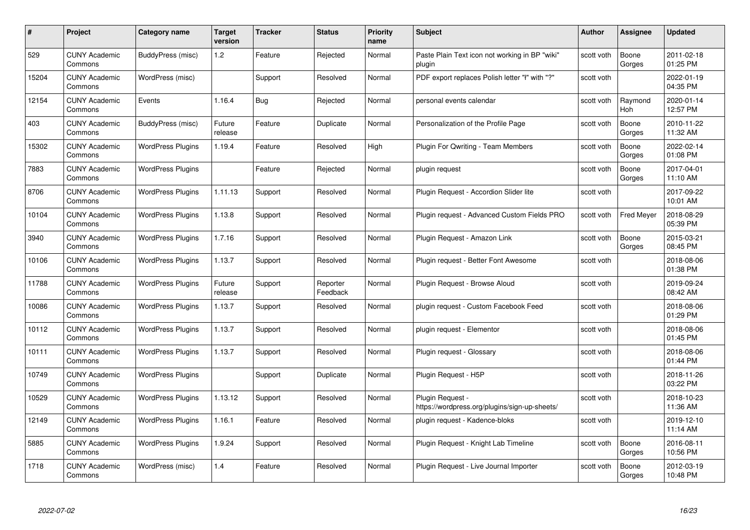| # | Project | Category name | Target version | Tracker | Status | Priority name | Subject | Author | Assignee | Updated |
|---|---|---|---|---|---|---|---|---|---|---|
| 529 | CUNY Academic Commons | BuddyPress (misc) | 1.2 | Feature | Rejected | Normal | Paste Plain Text icon not working in BP "wiki" plugin | scott voth | Boone Gorges | 2011-02-18 01:25 PM |
| 15204 | CUNY Academic Commons | WordPress (misc) | | Support | Resolved | Normal | PDF export replaces Polish letter "ł" with "?" | scott voth | | 2022-01-19 04:35 PM |
| 12154 | CUNY Academic Commons | Events | 1.16.4 | Bug | Rejected | Normal | personal events calendar | scott voth | Raymond Hoh | 2020-01-14 12:57 PM |
| 403 | CUNY Academic Commons | BuddyPress (misc) | Future release | Feature | Duplicate | Normal | Personalization of the Profile Page | scott voth | Boone Gorges | 2010-11-22 11:32 AM |
| 15302 | CUNY Academic Commons | WordPress Plugins | 1.19.4 | Feature | Resolved | High | Plugin For Qwriting - Team Members | scott voth | Boone Gorges | 2022-02-14 01:08 PM |
| 7883 | CUNY Academic Commons | WordPress Plugins | | Feature | Rejected | Normal | plugin request | scott voth | Boone Gorges | 2017-04-01 11:10 AM |
| 8706 | CUNY Academic Commons | WordPress Plugins | 1.11.13 | Support | Resolved | Normal | Plugin Request - Accordion Slider lite | scott voth | | 2017-09-22 10:01 AM |
| 10104 | CUNY Academic Commons | WordPress Plugins | 1.13.8 | Support | Resolved | Normal | Plugin request - Advanced Custom Fields PRO | scott voth | Fred Meyer | 2018-08-29 05:39 PM |
| 3940 | CUNY Academic Commons | WordPress Plugins | 1.7.16 | Support | Resolved | Normal | Plugin Request - Amazon Link | scott voth | Boone Gorges | 2015-03-21 08:45 PM |
| 10106 | CUNY Academic Commons | WordPress Plugins | 1.13.7 | Support | Resolved | Normal | Plugin request - Better Font Awesome | scott voth | | 2018-08-06 01:38 PM |
| 11788 | CUNY Academic Commons | WordPress Plugins | Future release | Support | Reporter Feedback | Normal | Plugin Request - Browse Aloud | scott voth | | 2019-09-24 08:42 AM |
| 10086 | CUNY Academic Commons | WordPress Plugins | 1.13.7 | Support | Resolved | Normal | plugin request - Custom Facebook Feed | scott voth | | 2018-08-06 01:29 PM |
| 10112 | CUNY Academic Commons | WordPress Plugins | 1.13.7 | Support | Resolved | Normal | plugin request - Elementor | scott voth | | 2018-08-06 01:45 PM |
| 10111 | CUNY Academic Commons | WordPress Plugins | 1.13.7 | Support | Resolved | Normal | Plugin request - Glossary | scott voth | | 2018-08-06 01:44 PM |
| 10749 | CUNY Academic Commons | WordPress Plugins | | Support | Duplicate | Normal | Plugin Request - H5P | scott voth | | 2018-11-26 03:22 PM |
| 10529 | CUNY Academic Commons | WordPress Plugins | 1.13.12 | Support | Resolved | Normal | Plugin Request - https://wordpress.org/plugins/sign-up-sheets/ | scott voth | | 2018-10-23 11:36 AM |
| 12149 | CUNY Academic Commons | WordPress Plugins | 1.16.1 | Feature | Resolved | Normal | plugin request - Kadence-bloks | scott voth | | 2019-12-10 11:14 AM |
| 5885 | CUNY Academic Commons | WordPress Plugins | 1.9.24 | Support | Resolved | Normal | Plugin Request - Knight Lab Timeline | scott voth | Boone Gorges | 2016-08-11 10:56 PM |
| 1718 | CUNY Academic Commons | WordPress (misc) | 1.4 | Feature | Resolved | Normal | Plugin Request - Live Journal Importer | scott voth | Boone Gorges | 2012-03-19 10:48 PM |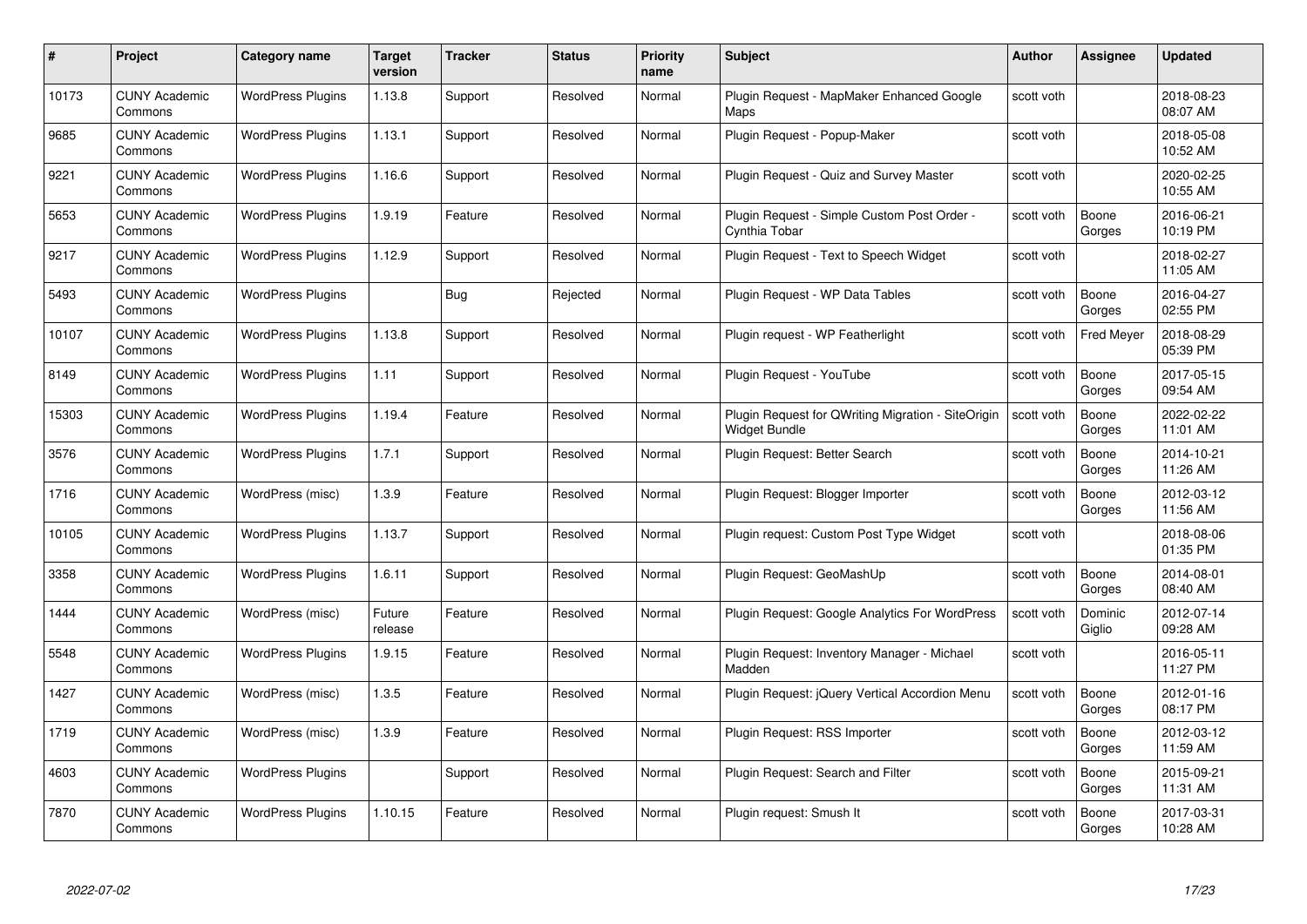| # | Project | Category name | Target version | Tracker | Status | Priority name | Subject | Author | Assignee | Updated |
|---|---|---|---|---|---|---|---|---|---|---|
| 10173 | CUNY Academic Commons | WordPress Plugins | 1.13.8 | Support | Resolved | Normal | Plugin Request - MapMaker Enhanced Google Maps | scott voth | | 2018-08-23 08:07 AM |
| 9685 | CUNY Academic Commons | WordPress Plugins | 1.13.1 | Support | Resolved | Normal | Plugin Request - Popup-Maker | scott voth | | 2018-05-08 10:52 AM |
| 9221 | CUNY Academic Commons | WordPress Plugins | 1.16.6 | Support | Resolved | Normal | Plugin Request - Quiz and Survey Master | scott voth | | 2020-02-25 10:55 AM |
| 5653 | CUNY Academic Commons | WordPress Plugins | 1.9.19 | Feature | Resolved | Normal | Plugin Request - Simple Custom Post Order - Cynthia Tobar | scott voth | Boone Gorges | 2016-06-21 10:19 PM |
| 9217 | CUNY Academic Commons | WordPress Plugins | 1.12.9 | Support | Resolved | Normal | Plugin Request - Text to Speech Widget | scott voth | | 2018-02-27 11:05 AM |
| 5493 | CUNY Academic Commons | WordPress Plugins | | Bug | Rejected | Normal | Plugin Request - WP Data Tables | scott voth | Boone Gorges | 2016-04-27 02:55 PM |
| 10107 | CUNY Academic Commons | WordPress Plugins | 1.13.8 | Support | Resolved | Normal | Plugin request - WP Featherlight | scott voth | Fred Meyer | 2018-08-29 05:39 PM |
| 8149 | CUNY Academic Commons | WordPress Plugins | 1.11 | Support | Resolved | Normal | Plugin Request - YouTube | scott voth | Boone Gorges | 2017-05-15 09:54 AM |
| 15303 | CUNY Academic Commons | WordPress Plugins | 1.19.4 | Feature | Resolved | Normal | Plugin Request for QWriting Migration - SiteOrigin Widget Bundle | scott voth | Boone Gorges | 2022-02-22 11:01 AM |
| 3576 | CUNY Academic Commons | WordPress Plugins | 1.7.1 | Support | Resolved | Normal | Plugin Request: Better Search | scott voth | Boone Gorges | 2014-10-21 11:26 AM |
| 1716 | CUNY Academic Commons | WordPress (misc) | 1.3.9 | Feature | Resolved | Normal | Plugin Request: Blogger Importer | scott voth | Boone Gorges | 2012-03-12 11:56 AM |
| 10105 | CUNY Academic Commons | WordPress Plugins | 1.13.7 | Support | Resolved | Normal | Plugin request: Custom Post Type Widget | scott voth | | 2018-08-06 01:35 PM |
| 3358 | CUNY Academic Commons | WordPress Plugins | 1.6.11 | Support | Resolved | Normal | Plugin Request: GeoMashUp | scott voth | Boone Gorges | 2014-08-01 08:40 AM |
| 1444 | CUNY Academic Commons | WordPress (misc) | Future release | Feature | Resolved | Normal | Plugin Request: Google Analytics For WordPress | scott voth | Dominic Giglio | 2012-07-14 09:28 AM |
| 5548 | CUNY Academic Commons | WordPress Plugins | 1.9.15 | Feature | Resolved | Normal | Plugin Request: Inventory Manager - Michael Madden | scott voth | | 2016-05-11 11:27 PM |
| 1427 | CUNY Academic Commons | WordPress (misc) | 1.3.5 | Feature | Resolved | Normal | Plugin Request: jQuery Vertical Accordion Menu | scott voth | Boone Gorges | 2012-01-16 08:17 PM |
| 1719 | CUNY Academic Commons | WordPress (misc) | 1.3.9 | Feature | Resolved | Normal | Plugin Request: RSS Importer | scott voth | Boone Gorges | 2012-03-12 11:59 AM |
| 4603 | CUNY Academic Commons | WordPress Plugins | | Support | Resolved | Normal | Plugin Request: Search and Filter | scott voth | Boone Gorges | 2015-09-21 11:31 AM |
| 7870 | CUNY Academic Commons | WordPress Plugins | 1.10.15 | Feature | Resolved | Normal | Plugin request: Smush It | scott voth | Boone Gorges | 2017-03-31 10:28 AM |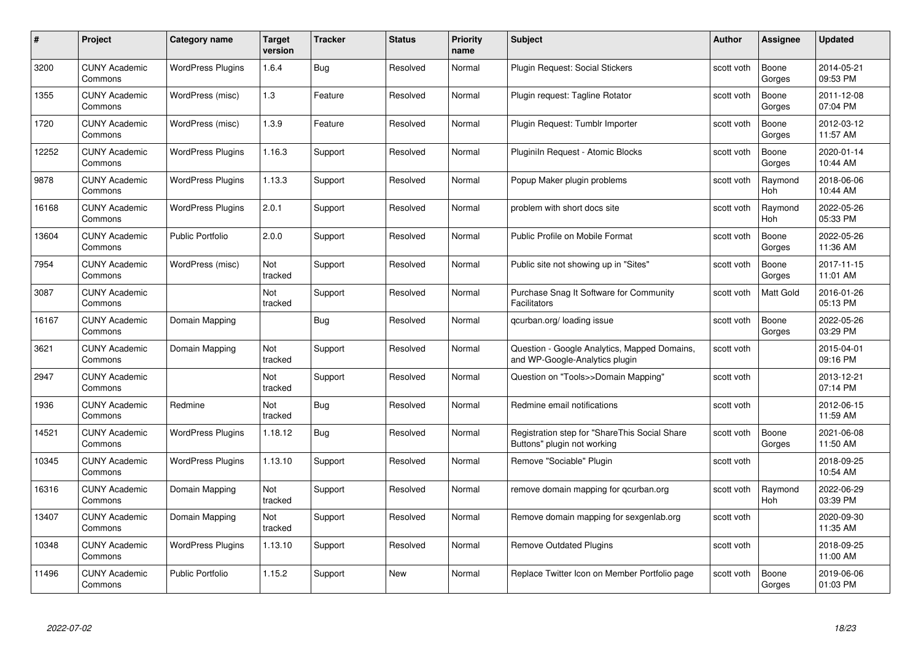| # | Project | Category name | Target version | Tracker | Status | Priority name | Subject | Author | Assignee | Updated |
|---|---|---|---|---|---|---|---|---|---|---|
| 3200 | CUNY Academic Commons | WordPress Plugins | 1.6.4 | Bug | Resolved | Normal | Plugin Request: Social Stickers | scott voth | Boone Gorges | 2014-05-21 09:53 PM |
| 1355 | CUNY Academic Commons | WordPress (misc) | 1.3 | Feature | Resolved | Normal | Plugin request: Tagline Rotator | scott voth | Boone Gorges | 2011-12-08 07:04 PM |
| 1720 | CUNY Academic Commons | WordPress (misc) | 1.3.9 | Feature | Resolved | Normal | Plugin Request: Tumblr Importer | scott voth | Boone Gorges | 2012-03-12 11:57 AM |
| 12252 | CUNY Academic Commons | WordPress Plugins | 1.16.3 | Support | Resolved | Normal | Pluginln Request - Atomic Blocks | scott voth | Boone Gorges | 2020-01-14 10:44 AM |
| 9878 | CUNY Academic Commons | WordPress Plugins | 1.13.3 | Support | Resolved | Normal | Popup Maker plugin problems | scott voth | Raymond Hoh | 2018-06-06 10:44 AM |
| 16168 | CUNY Academic Commons | WordPress Plugins | 2.0.1 | Support | Resolved | Normal | problem with short docs site | scott voth | Raymond Hoh | 2022-05-26 05:33 PM |
| 13604 | CUNY Academic Commons | Public Portfolio | 2.0.0 | Support | Resolved | Normal | Public Profile on Mobile Format | scott voth | Boone Gorges | 2022-05-26 11:36 AM |
| 7954 | CUNY Academic Commons | WordPress (misc) | Not tracked | Support | Resolved | Normal | Public site not showing up in "Sites" | scott voth | Boone Gorges | 2017-11-15 11:01 AM |
| 3087 | CUNY Academic Commons | | Not tracked | Support | Resolved | Normal | Purchase Snag It Software for Community Facilitators | scott voth | Matt Gold | 2016-01-26 05:13 PM |
| 16167 | CUNY Academic Commons | Domain Mapping | | Bug | Resolved | Normal | qcurban.org/ loading issue | scott voth | Boone Gorges | 2022-05-26 03:29 PM |
| 3621 | CUNY Academic Commons | Domain Mapping | Not tracked | Support | Resolved | Normal | Question - Google Analytics, Mapped Domains, and WP-Google-Analytics plugin | scott voth | | 2015-04-01 09:16 PM |
| 2947 | CUNY Academic Commons | | Not tracked | Support | Resolved | Normal | Question on "Tools>>Domain Mapping" | scott voth | | 2013-12-21 07:14 PM |
| 1936 | CUNY Academic Commons | Redmine | Not tracked | Bug | Resolved | Normal | Redmine email notifications | scott voth | | 2012-06-15 11:59 AM |
| 14521 | CUNY Academic Commons | WordPress Plugins | 1.18.12 | Bug | Resolved | Normal | Registration step for "ShareThis Social Share Buttons" plugin not working | scott voth | Boone Gorges | 2021-06-08 11:50 AM |
| 10345 | CUNY Academic Commons | WordPress Plugins | 1.13.10 | Support | Resolved | Normal | Remove "Sociable" Plugin | scott voth | | 2018-09-25 10:54 AM |
| 16316 | CUNY Academic Commons | Domain Mapping | Not tracked | Support | Resolved | Normal | remove domain mapping for qcurban.org | scott voth | Raymond Hoh | 2022-06-29 03:39 PM |
| 13407 | CUNY Academic Commons | Domain Mapping | Not tracked | Support | Resolved | Normal | Remove domain mapping for sexgenlab.org | scott voth | | 2020-09-30 11:35 AM |
| 10348 | CUNY Academic Commons | WordPress Plugins | 1.13.10 | Support | Resolved | Normal | Remove Outdated Plugins | scott voth | | 2018-09-25 11:00 AM |
| 11496 | CUNY Academic Commons | Public Portfolio | 1.15.2 | Support | New | Normal | Replace Twitter Icon on Member Portfolio page | scott voth | Boone Gorges | 2019-06-06 01:03 PM |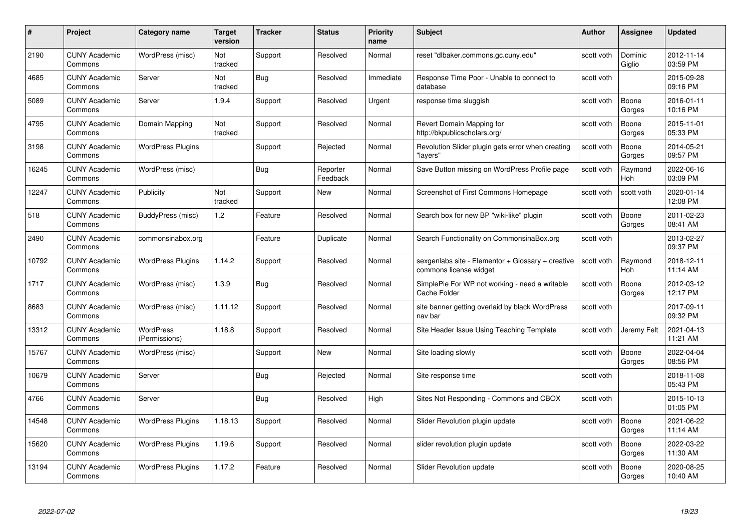| # | Project | Category name | Target version | Tracker | Status | Priority name | Subject | Author | Assignee | Updated |
|---|---|---|---|---|---|---|---|---|---|---|
| 2190 | CUNY Academic Commons | WordPress (misc) | Not tracked | Support | Resolved | Normal | reset "dlbaker.commons.gc.cuny.edu" | scott voth | Dominic Giglio | 2012-11-14 03:59 PM |
| 4685 | CUNY Academic Commons | Server | Not tracked | Bug | Resolved | Immediate | Response Time Poor - Unable to connect to database | scott voth | | 2015-09-28 09:16 PM |
| 5089 | CUNY Academic Commons | Server | 1.9.4 | Support | Resolved | Urgent | response time sluggish | scott voth | Boone Gorges | 2016-01-11 10:16 PM |
| 4795 | CUNY Academic Commons | Domain Mapping | Not tracked | Support | Resolved | Normal | Revert Domain Mapping for http://bkpublicscholars.org/ | scott voth | Boone Gorges | 2015-11-01 05:33 PM |
| 3198 | CUNY Academic Commons | WordPress Plugins | | Support | Rejected | Normal | Revolution Slider plugin gets error when creating "layers" | scott voth | Boone Gorges | 2014-05-21 09:57 PM |
| 16245 | CUNY Academic Commons | WordPress (misc) | | Bug | Reporter Feedback | Normal | Save Button missing on WordPress Profile page | scott voth | Raymond Hoh | 2022-06-16 03:09 PM |
| 12247 | CUNY Academic Commons | Publicity | Not tracked | Support | New | Normal | Screenshot of First Commons Homepage | scott voth | scott voth | 2020-01-14 12:08 PM |
| 518 | CUNY Academic Commons | BuddyPress (misc) | 1.2 | Feature | Resolved | Normal | Search box for new BP "wiki-like" plugin | scott voth | Boone Gorges | 2011-02-23 08:41 AM |
| 2490 | CUNY Academic Commons | commonsinabox.org | | Feature | Duplicate | Normal | Search Functionality on CommonsinaBox.org | scott voth | | 2013-02-27 09:37 PM |
| 10792 | CUNY Academic Commons | WordPress Plugins | 1.14.2 | Support | Resolved | Normal | sexgenlabs site - Elementor + Glossary + creative commons license widget | scott voth | Raymond Hoh | 2018-12-11 11:14 AM |
| 1717 | CUNY Academic Commons | WordPress (misc) | 1.3.9 | Bug | Resolved | Normal | SimplePie For WP not working - need a writable Cache Folder | scott voth | Boone Gorges | 2012-03-12 12:17 PM |
| 8683 | CUNY Academic Commons | WordPress (misc) | 1.11.12 | Support | Resolved | Normal | site banner getting overlaid by black WordPress nav bar | scott voth | | 2017-09-11 09:32 PM |
| 13312 | CUNY Academic Commons | WordPress (Permissions) | 1.18.8 | Support | Resolved | Normal | Site Header Issue Using Teaching Template | scott voth | Jeremy Felt | 2021-04-13 11:21 AM |
| 15767 | CUNY Academic Commons | WordPress (misc) | | Support | New | Normal | Site loading slowly | scott voth | Boone Gorges | 2022-04-04 08:56 PM |
| 10679 | CUNY Academic Commons | Server | | Bug | Rejected | Normal | Site response time | scott voth | | 2018-11-08 05:43 PM |
| 4766 | CUNY Academic Commons | Server | | Bug | Resolved | High | Sites Not Responding - Commons and CBOX | scott voth | | 2015-10-13 01:05 PM |
| 14548 | CUNY Academic Commons | WordPress Plugins | 1.18.13 | Support | Resolved | Normal | Slider Revolution plugin update | scott voth | Boone Gorges | 2021-06-22 11:14 AM |
| 15620 | CUNY Academic Commons | WordPress Plugins | 1.19.6 | Support | Resolved | Normal | slider revolution plugin update | scott voth | Boone Gorges | 2022-03-22 11:30 AM |
| 13194 | CUNY Academic Commons | WordPress Plugins | 1.17.2 | Feature | Resolved | Normal | Slider Revolution update | scott voth | Boone Gorges | 2020-08-25 10:40 AM |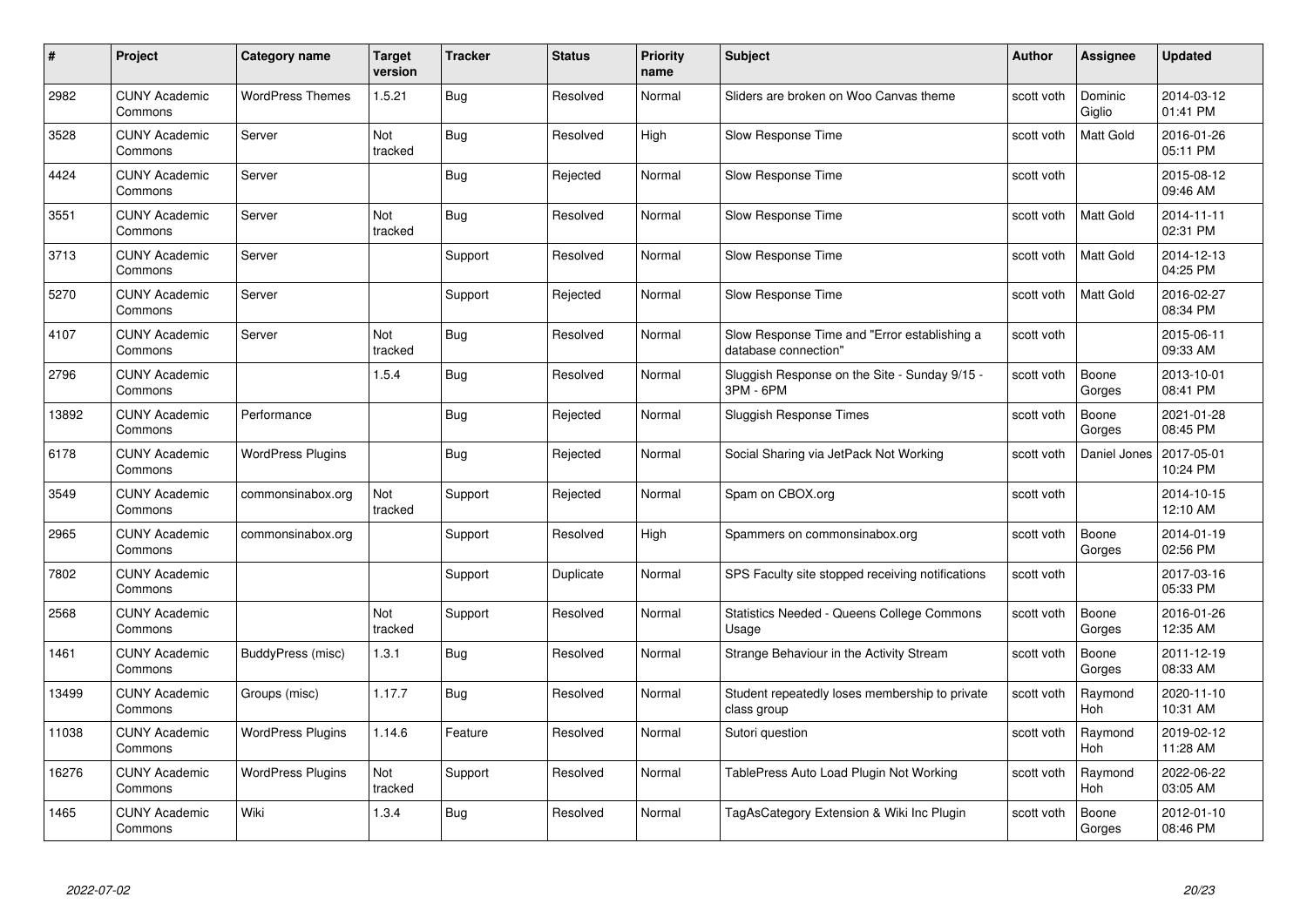| # | Project | Category name | Target version | Tracker | Status | Priority name | Subject | Author | Assignee | Updated |
|---|---|---|---|---|---|---|---|---|---|---|
| 2982 | CUNY Academic Commons | WordPress Themes | 1.5.21 | Bug | Resolved | Normal | Sliders are broken on Woo Canvas theme | scott voth | Dominic Giglio | 2014-03-12 01:41 PM |
| 3528 | CUNY Academic Commons | Server | Not tracked | Bug | Resolved | High | Slow Response Time | scott voth | Matt Gold | 2016-01-26 05:11 PM |
| 4424 | CUNY Academic Commons | Server | | Bug | Rejected | Normal | Slow Response Time | scott voth | | 2015-08-12 09:46 AM |
| 3551 | CUNY Academic Commons | Server | Not tracked | Bug | Resolved | Normal | Slow Response Time | scott voth | Matt Gold | 2014-11-11 02:31 PM |
| 3713 | CUNY Academic Commons | Server | | Support | Resolved | Normal | Slow Response Time | scott voth | Matt Gold | 2014-12-13 04:25 PM |
| 5270 | CUNY Academic Commons | Server | | Support | Rejected | Normal | Slow Response Time | scott voth | Matt Gold | 2016-02-27 08:34 PM |
| 4107 | CUNY Academic Commons | Server | Not tracked | Bug | Resolved | Normal | Slow Response Time and "Error establishing a database connection" | scott voth | | 2015-06-11 09:33 AM |
| 2796 | CUNY Academic Commons | | 1.5.4 | Bug | Resolved | Normal | Sluggish Response on the Site - Sunday 9/15 - 3PM - 6PM | scott voth | Boone Gorges | 2013-10-01 08:41 PM |
| 13892 | CUNY Academic Commons | Performance | | Bug | Rejected | Normal | Sluggish Response Times | scott voth | Boone Gorges | 2021-01-28 08:45 PM |
| 6178 | CUNY Academic Commons | WordPress Plugins | | Bug | Rejected | Normal | Social Sharing via JetPack Not Working | scott voth | Daniel Jones | 2017-05-01 10:24 PM |
| 3549 | CUNY Academic Commons | commonsinabox.org | Not tracked | Support | Rejected | Normal | Spam on CBOX.org | scott voth | | 2014-10-15 12:10 AM |
| 2965 | CUNY Academic Commons | commonsinabox.org | | Support | Resolved | High | Spammers on commonsinabox.org | scott voth | Boone Gorges | 2014-01-19 02:56 PM |
| 7802 | CUNY Academic Commons | | | Support | Duplicate | Normal | SPS Faculty site stopped receiving notifications | scott voth | | 2017-03-16 05:33 PM |
| 2568 | CUNY Academic Commons | | Not tracked | Support | Resolved | Normal | Statistics Needed - Queens College Commons Usage | scott voth | Boone Gorges | 2016-01-26 12:35 AM |
| 1461 | CUNY Academic Commons | BuddyPress (misc) | 1.3.1 | Bug | Resolved | Normal | Strange Behaviour in the Activity Stream | scott voth | Boone Gorges | 2011-12-19 08:33 AM |
| 13499 | CUNY Academic Commons | Groups (misc) | 1.17.7 | Bug | Resolved | Normal | Student repeatedly loses membership to private class group | scott voth | Raymond Hoh | 2020-11-10 10:31 AM |
| 11038 | CUNY Academic Commons | WordPress Plugins | 1.14.6 | Feature | Resolved | Normal | Sutori question | scott voth | Raymond Hoh | 2019-02-12 11:28 AM |
| 16276 | CUNY Academic Commons | WordPress Plugins | Not tracked | Support | Resolved | Normal | TablePress Auto Load Plugin Not Working | scott voth | Raymond Hoh | 2022-06-22 03:05 AM |
| 1465 | CUNY Academic Commons | Wiki | 1.3.4 | Bug | Resolved | Normal | TagAsCategory Extension & Wiki Inc Plugin | scott voth | Boone Gorges | 2012-01-10 08:46 PM |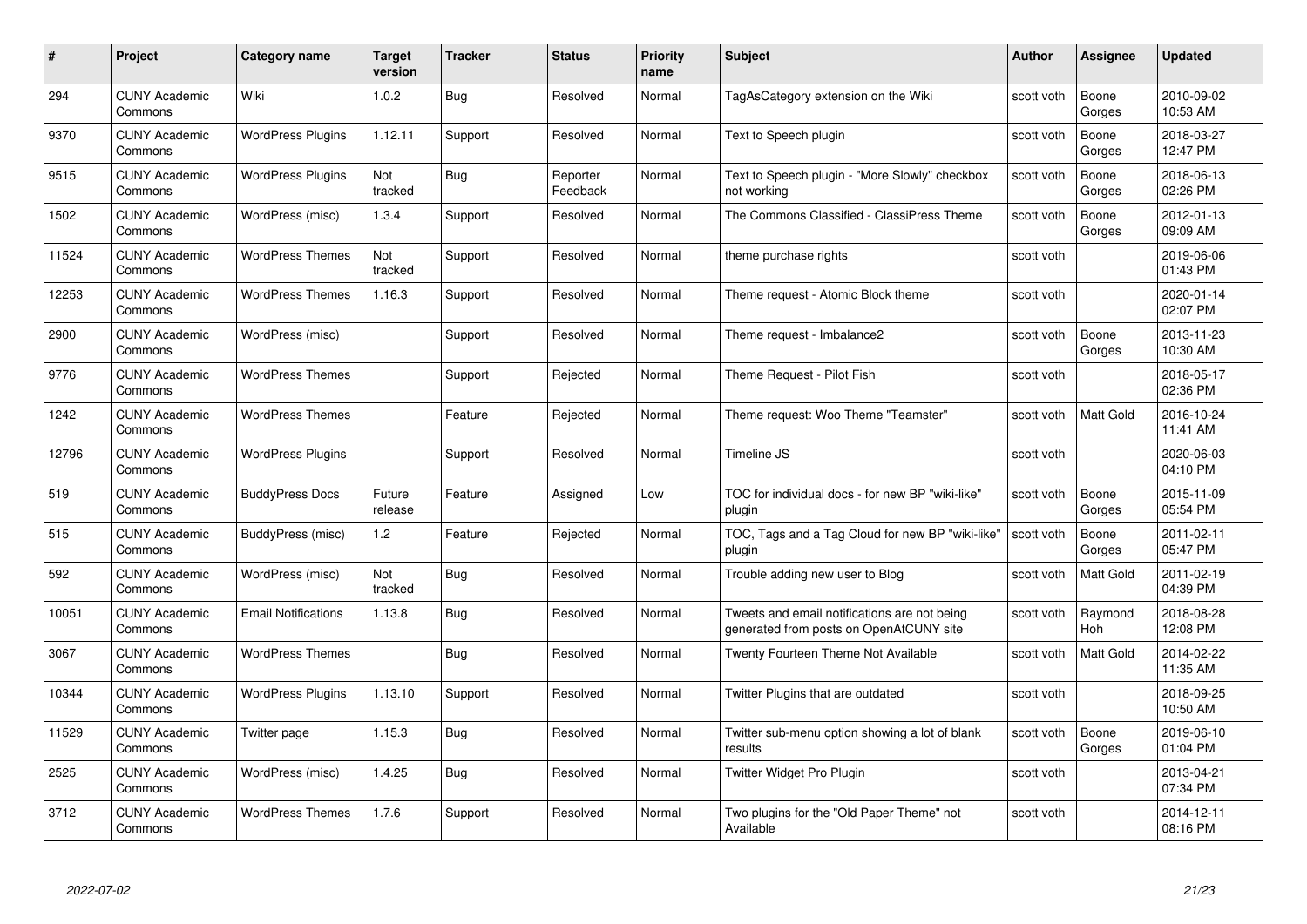| # | Project | Category name | Target version | Tracker | Status | Priority name | Subject | Author | Assignee | Updated |
|---|---|---|---|---|---|---|---|---|---|---|
| 294 | CUNY Academic Commons | Wiki | 1.0.2 | Bug | Resolved | Normal | TagAsCategory extension on the Wiki | scott voth | Boone Gorges | 2010-09-02 10:53 AM |
| 9370 | CUNY Academic Commons | WordPress Plugins | 1.12.11 | Support | Resolved | Normal | Text to Speech plugin | scott voth | Boone Gorges | 2018-03-27 12:47 PM |
| 9515 | CUNY Academic Commons | WordPress Plugins | Not tracked | Bug | Reporter Feedback | Normal | Text to Speech plugin - "More Slowly" checkbox not working | scott voth | Boone Gorges | 2018-06-13 02:26 PM |
| 1502 | CUNY Academic Commons | WordPress (misc) | 1.3.4 | Support | Resolved | Normal | The Commons Classified - ClassiPress Theme | scott voth | Boone Gorges | 2012-01-13 09:09 AM |
| 11524 | CUNY Academic Commons | WordPress Themes | Not tracked | Support | Resolved | Normal | theme purchase rights | scott voth | | 2019-06-06 01:43 PM |
| 12253 | CUNY Academic Commons | WordPress Themes | 1.16.3 | Support | Resolved | Normal | Theme request - Atomic Block theme | scott voth | | 2020-01-14 02:07 PM |
| 2900 | CUNY Academic Commons | WordPress (misc) | | Support | Resolved | Normal | Theme request - Imbalance2 | scott voth | Boone Gorges | 2013-11-23 10:30 AM |
| 9776 | CUNY Academic Commons | WordPress Themes | | Support | Rejected | Normal | Theme Request - Pilot Fish | scott voth | | 2018-05-17 02:36 PM |
| 1242 | CUNY Academic Commons | WordPress Themes | | Feature | Rejected | Normal | Theme request: Woo Theme "Teamster" | scott voth | Matt Gold | 2016-10-24 11:41 AM |
| 12796 | CUNY Academic Commons | WordPress Plugins | | Support | Resolved | Normal | Timeline JS | scott voth | | 2020-06-03 04:10 PM |
| 519 | CUNY Academic Commons | BuddyPress Docs | Future release | Feature | Assigned | Low | TOC for individual docs - for new BP "wiki-like" plugin | scott voth | Boone Gorges | 2015-11-09 05:54 PM |
| 515 | CUNY Academic Commons | BuddyPress (misc) | 1.2 | Feature | Rejected | Normal | TOC, Tags and a Tag Cloud for new BP "wiki-like" plugin | scott voth | Boone Gorges | 2011-02-11 05:47 PM |
| 592 | CUNY Academic Commons | WordPress (misc) | Not tracked | Bug | Resolved | Normal | Trouble adding new user to Blog | scott voth | Matt Gold | 2011-02-19 04:39 PM |
| 10051 | CUNY Academic Commons | Email Notifications | 1.13.8 | Bug | Resolved | Normal | Tweets and email notifications are not being generated from posts on OpenAtCUNY site | scott voth | Raymond Hoh | 2018-08-28 12:08 PM |
| 3067 | CUNY Academic Commons | WordPress Themes | | Bug | Resolved | Normal | Twenty Fourteen Theme Not Available | scott voth | Matt Gold | 2014-02-22 11:35 AM |
| 10344 | CUNY Academic Commons | WordPress Plugins | 1.13.10 | Support | Resolved | Normal | Twitter Plugins that are outdated | scott voth | | 2018-09-25 10:50 AM |
| 11529 | CUNY Academic Commons | Twitter page | 1.15.3 | Bug | Resolved | Normal | Twitter sub-menu option showing a lot of blank results | scott voth | Boone Gorges | 2019-06-10 01:04 PM |
| 2525 | CUNY Academic Commons | WordPress (misc) | 1.4.25 | Bug | Resolved | Normal | Twitter Widget Pro Plugin | scott voth | | 2013-04-21 07:34 PM |
| 3712 | CUNY Academic Commons | WordPress Themes | 1.7.6 | Support | Resolved | Normal | Two plugins for the "Old Paper Theme" not Available | scott voth | | 2014-12-11 08:16 PM |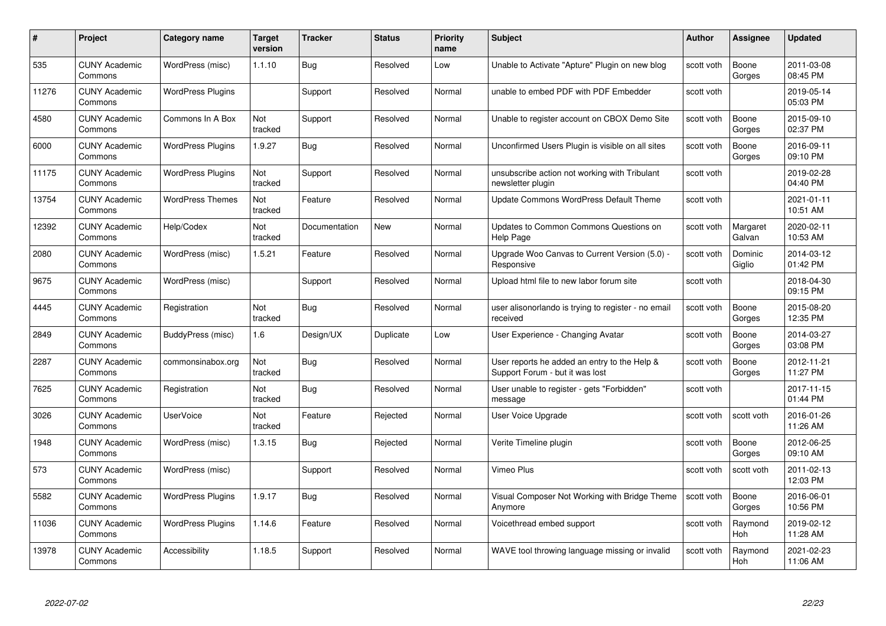| # | Project | Category name | Target version | Tracker | Status | Priority name | Subject | Author | Assignee | Updated |
|---|---|---|---|---|---|---|---|---|---|---|
| 535 | CUNY Academic Commons | WordPress (misc) | 1.1.10 | Bug | Resolved | Low | Unable to Activate "Apture" Plugin on new blog | scott voth | Boone Gorges | 2011-03-08 08:45 PM |
| 11276 | CUNY Academic Commons | WordPress Plugins | | Support | Resolved | Normal | unable to embed PDF with PDF Embedder | scott voth | | 2019-05-14 05:03 PM |
| 4580 | CUNY Academic Commons | Commons In A Box | Not tracked | Support | Resolved | Normal | Unable to register account on CBOX Demo Site | scott voth | Boone Gorges | 2015-09-10 02:37 PM |
| 6000 | CUNY Academic Commons | WordPress Plugins | 1.9.27 | Bug | Resolved | Normal | Unconfirmed Users Plugin is visible on all sites | scott voth | Boone Gorges | 2016-09-11 09:10 PM |
| 11175 | CUNY Academic Commons | WordPress Plugins | Not tracked | Support | Resolved | Normal | unsubscribe action not working with Tribulant newsletter plugin | scott voth | | 2019-02-28 04:40 PM |
| 13754 | CUNY Academic Commons | WordPress Themes | Not tracked | Feature | Resolved | Normal | Update Commons WordPress Default Theme | scott voth | | 2021-01-11 10:51 AM |
| 12392 | CUNY Academic Commons | Help/Codex | Not tracked | Documentation | New | Normal | Updates to Common Commons Questions on Help Page | scott voth | Margaret Galvan | 2020-02-11 10:53 AM |
| 2080 | CUNY Academic Commons | WordPress (misc) | 1.5.21 | Feature | Resolved | Normal | Upgrade Woo Canvas to Current Version (5.0) - Responsive | scott voth | Dominic Giglio | 2014-03-12 01:42 PM |
| 9675 | CUNY Academic Commons | WordPress (misc) | | Support | Resolved | Normal | Upload html file to new labor forum site | scott voth | | 2018-04-30 09:15 PM |
| 4445 | CUNY Academic Commons | Registration | Not tracked | Bug | Resolved | Normal | user alisonorlando is trying to register - no email received | scott voth | Boone Gorges | 2015-08-20 12:35 PM |
| 2849 | CUNY Academic Commons | BuddyPress (misc) | 1.6 | Design/UX | Duplicate | Low | User Experience - Changing Avatar | scott voth | Boone Gorges | 2014-03-27 03:08 PM |
| 2287 | CUNY Academic Commons | commonsinabox.org | Not tracked | Bug | Resolved | Normal | User reports he added an entry to the Help & Support Forum - but it was lost | scott voth | Boone Gorges | 2012-11-21 11:27 PM |
| 7625 | CUNY Academic Commons | Registration | Not tracked | Bug | Resolved | Normal | User unable to register - gets "Forbidden" message | scott voth | | 2017-11-15 01:44 PM |
| 3026 | CUNY Academic Commons | UserVoice | Not tracked | Feature | Rejected | Normal | User Voice Upgrade | scott voth | scott voth | 2016-01-26 11:26 AM |
| 1948 | CUNY Academic Commons | WordPress (misc) | 1.3.15 | Bug | Rejected | Normal | Verite Timeline plugin | scott voth | Boone Gorges | 2012-06-25 09:10 AM |
| 573 | CUNY Academic Commons | WordPress (misc) | | Support | Resolved | Normal | Vimeo Plus | scott voth | scott voth | 2011-02-13 12:03 PM |
| 5582 | CUNY Academic Commons | WordPress Plugins | 1.9.17 | Bug | Resolved | Normal | Visual Composer Not Working with Bridge Theme Anymore | scott voth | Boone Gorges | 2016-06-01 10:56 PM |
| 11036 | CUNY Academic Commons | WordPress Plugins | 1.14.6 | Feature | Resolved | Normal | Voicethread embed support | scott voth | Raymond Hoh | 2019-02-12 11:28 AM |
| 13978 | CUNY Academic Commons | Accessibility | 1.18.5 | Support | Resolved | Normal | WAVE tool throwing language missing or invalid | scott voth | Raymond Hoh | 2021-02-23 11:06 AM |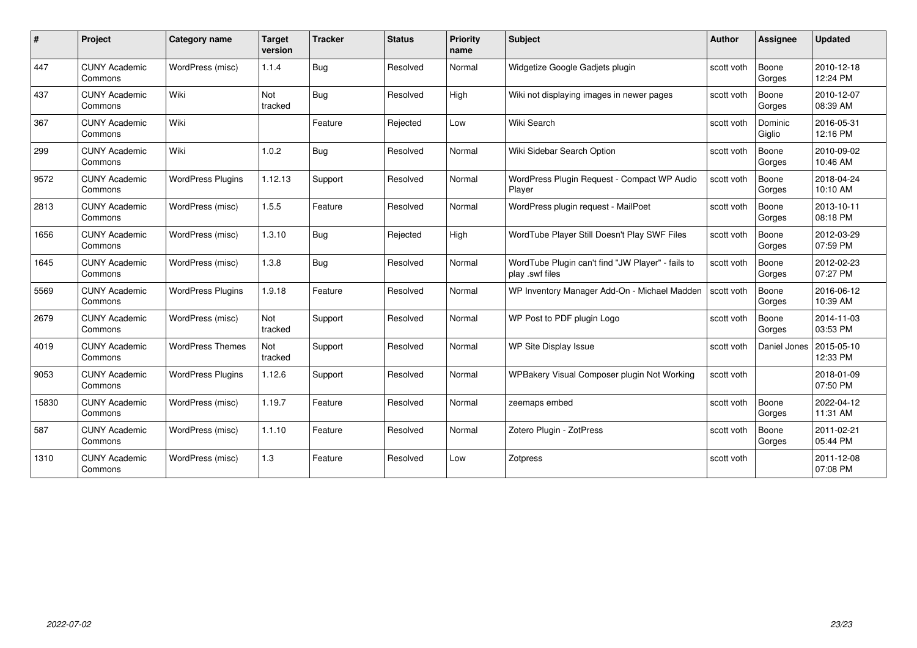| # | Project | Category name | Target version | Tracker | Status | Priority name | Subject | Author | Assignee | Updated |
|---|---|---|---|---|---|---|---|---|---|---|
| 447 | CUNY Academic Commons | WordPress (misc) | 1.1.4 | Bug | Resolved | Normal | Widgetize Google Gadjets plugin | scott voth | Boone Gorges | 2010-12-18 12:24 PM |
| 437 | CUNY Academic Commons | Wiki | Not tracked | Bug | Resolved | High | Wiki not displaying images in newer pages | scott voth | Boone Gorges | 2010-12-07 08:39 AM |
| 367 | CUNY Academic Commons | Wiki | | Feature | Rejected | Low | Wiki Search | scott voth | Dominic Giglio | 2016-05-31 12:16 PM |
| 299 | CUNY Academic Commons | Wiki | 1.0.2 | Bug | Resolved | Normal | Wiki Sidebar Search Option | scott voth | Boone Gorges | 2010-09-02 10:46 AM |
| 9572 | CUNY Academic Commons | WordPress Plugins | 1.12.13 | Support | Resolved | Normal | WordPress Plugin Request - Compact WP Audio Player | scott voth | Boone Gorges | 2018-04-24 10:10 AM |
| 2813 | CUNY Academic Commons | WordPress (misc) | 1.5.5 | Feature | Resolved | Normal | WordPress plugin request - MailPoet | scott voth | Boone Gorges | 2013-10-11 08:18 PM |
| 1656 | CUNY Academic Commons | WordPress (misc) | 1.3.10 | Bug | Rejected | High | WordTube Player Still Doesn't Play SWF Files | scott voth | Boone Gorges | 2012-03-29 07:59 PM |
| 1645 | CUNY Academic Commons | WordPress (misc) | 1.3.8 | Bug | Resolved | Normal | WordTube Plugin can't find "JW Player" - fails to play .swf files | scott voth | Boone Gorges | 2012-02-23 07:27 PM |
| 5569 | CUNY Academic Commons | WordPress Plugins | 1.9.18 | Feature | Resolved | Normal | WP Inventory Manager Add-On - Michael Madden | scott voth | Boone Gorges | 2016-06-12 10:39 AM |
| 2679 | CUNY Academic Commons | WordPress (misc) | Not tracked | Support | Resolved | Normal | WP Post to PDF plugin Logo | scott voth | Boone Gorges | 2014-11-03 03:53 PM |
| 4019 | CUNY Academic Commons | WordPress Themes | Not tracked | Support | Resolved | Normal | WP Site Display Issue | scott voth | Daniel Jones | 2015-05-10 12:33 PM |
| 9053 | CUNY Academic Commons | WordPress Plugins | 1.12.6 | Support | Resolved | Normal | WPBakery Visual Composer plugin Not Working | scott voth | | 2018-01-09 07:50 PM |
| 15830 | CUNY Academic Commons | WordPress (misc) | 1.19.7 | Feature | Resolved | Normal | zeemaps embed | scott voth | Boone Gorges | 2022-04-12 11:31 AM |
| 587 | CUNY Academic Commons | WordPress (misc) | 1.1.10 | Feature | Resolved | Normal | Zotero Plugin - ZotPress | scott voth | Boone Gorges | 2011-02-21 05:44 PM |
| 1310 | CUNY Academic Commons | WordPress (misc) | 1.3 | Feature | Resolved | Low | Zotpress | scott voth | | 2011-12-08 07:08 PM |